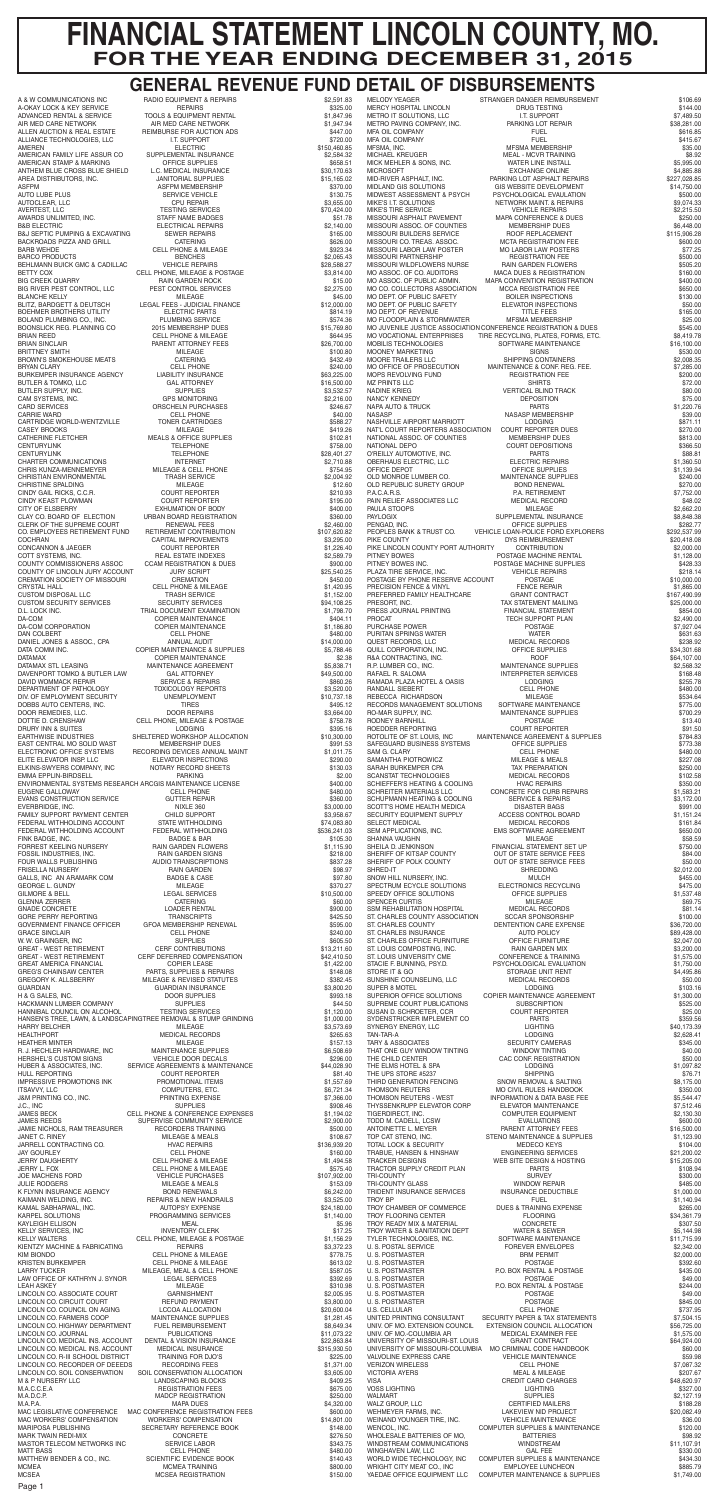# FINANCIAL STATEMENT LINCOLN COUNTY, MO.
## FOR THE YEAR ENDING DECEMBER 31, 2015

## GENERAL REVENUE FUND DETAIL OF DISBURSEMENTS

| Vendor | Description | Amount |
|---|---|---|
| A & W COMMUNICATIONS INC | RADIO EQUIPMENT & REPAIRS | $2,591.83 |
| A-OKAY LOCK & KEY SERVICE | REPAIRS | $325.00 |
| ADVANCED RENTAL & SERVICE | TOOLS & EQUIPMENT RENTAL | $1,847.96 |
| AIR MED CARE NETWORK | AIR MED CARE NETWORK | $1,947.94 |
| ALLEN AUCTION & REAL ESTATE | REIMBURSE FOR AUCTION ADS | $447.00 |
| ALLIANCE TECHNOLOGIES, LLC | I.T. SUPPORT | $720.00 |
| AMEREN | ELECTRIC | $150,460.85 |
| AMERICAN FAMILY LIFE ASSUR CO | SUPPLEMENTAL INSURANCE | $2,584.32 |
| AMERICAN STAMP & MARKING | OFFICE SUPPLIES | $658.51 |
| ANTHEM BLUE CROSS BLUE SHIELD | L.C. MEDICAL INSURANCE | $30,170.63 |
| AREA DISTRIBUTORS, INC. | JANITORIAL SUPPLIES | $15,165.02 |
| ASFPM | ASFPM MEMBERSHIP | $370.00 |
| AUTO LUBE PLUS | SERVICE VEHICLE | $130.75 |
| AUTOCLEAR, LLC | CPU REPAIR | $3,655.00 |
| AVERITEST, LLC | TESTING SERVICES | $70,424.00 |
| AWARDS UNLIMITED, INC. | STAFF NAME BADGES | $51.78 |
| B&B ELECTRIC | ELECTRICAL REPAIRS | $2,140.00 |
| B&C SEPTIC PUMPING & EXCAVATING | SEWER REPAIRS | $165.00 |
| BACKROADS PIZZA AND GRILL | CATERING | $626.00 |
| BARB MEYER | CELL PHONE & MILEAGE | $644.95 |
| BARCO PRODUCTS | BENCHES | $2,065.43 |
| BEHLMANN BUICK GMC & CADILLAC | VEHICLE REPAIRS | $28,588.27 |
| BETTY COX | CELL PHONE, MILEAGE & POSTAGE | $3,814.00 |
| BIG CREEK QUARRY | RAIN GARDEN ROCK | $15.00 |
| BIG RIVER PEST CONTROL, LLC | PEST CONTROL SERVICES | $2,275.00 |
| BLANCHE KELLY | MILEAGE | $45.00 |
| BLITZ, BARDGETT & DEUTSCH | LEGAL FEES - JUDICIAL FINANCE | $12,000.00 |
| BOEHMER BROTHERS UTILITY | ELECTRIC PARTS | $814.19 |
| BOLAND PLUMBING CO., INC. | PLUMBING SERVICE | $574.36 |
| BOONSLICK REG. PLANNING CO | 2015 MEMBERSHIP DUES | $15,769.80 |
| BRIAN REED | CELL PHONE & MILEAGE | $8,419.78 |
| BRIAN SINCLAIR | PARENT ATTORNEY FEES | $26,700.00 |
| BRITTNEY SMITH | MILEAGE | $100.80 |
| BROWN'S SMOKEHOUSE MEATS | CATERING | $432.49 |
| BRYAN CLARY | CELL PHONE | $240.00 |
| BURKEMPER INSURANCE AGENCY | LIABILITY INSURANCE | $63,225.00 |
| BUTLER & TOMKO, LLC | GAL ATTORNEY | $16,500.00 |
| BUTLER SUPPLY, INC. | SUPPLIES | $3,532.57 |
| CAM SYSTEMS, INC. | GPS MONITORING | $2,216.00 |
| CARD SERVICES | ORSCHELN PURCHASES | $246.67 |
| CARRIE WARD | CELL PHONE | $40.00 |
| CARTRIDGE WORLD-WENTZVILLE | TONER CARTRIDGES | $588.27 |
| CASEY BROOKS | MILEAGE | $419.26 |
| CATHERINE FLETCHER | MEALS & OFFICE SUPPLIES | $102.81 |
| CENTURYLINK | TELEPHONE | $758.00 |
| CENTURYLINK | TELEPHONE | $28,401.27 |
| CHARTER COMMUNICATIONS | INTERNET | $2,710.88 |
| CHRIS KUNZA-MENNEMEYER | MILEAGE & CELL PHONE | $754.95 |
| CHRISTIAN ENVIRONMENTAL | TRASH SERVICE | $2,004.92 |
| CHRISTINE SPALDING | MILEAGE | $12.60 |
| CINDY GAIL RICKS, C.C.R. | COURT REPORTER | $210.93 |
| CINDY KEAST FLOWAN | COURT REPORTER | $195.00 |
| CITY OF ELSBERRY | EXHUMATION OF BODY | $400.00 |
| CLAY CO. BOARD OF ELECTION | URBAN BOARD REGISTRATION | $360.00 |
| CLERK OF THE SUPREME COURT | RENEWAL FEES | $2,460.00 |
| CO. EMPLOYEES RETIREMENT FUND | RETIREMENT CONTRIBUTION | $107,620.82 |
| COCHRAN | CAPITAL IMPROVEMENTS | $3,295.00 |
| CONCANNON & JAEGER | COURT REPORTER | $1,226.40 |
| COTT SYSTEMS, INC. | REAL ESTATE INDEXES | $2,589.79 |
| COUNTY COMMISSIONERS ASSOC | CCAM REGISTRATION & DUES | $900.00 |
| COUNTY OF LINCOLN JURY ACCOUNT | JURY SCRIPT | $25,540.25 |
| CREMATION SOCIETY OF MISSOURI | CREMATION | $450.00 |
| CRYSTAL HALL | CELL PHONE & MILEAGE | $1,420.95 |
| CUSTOM DISPOSAL LLC | TRASH SERVICE | $1,152.00 |
| CUSTOM SECURITY SERVICES | SECURITY SERVICES | $94,108.25 |
| D.L. LOCK INC. | TRIAL DOCUMENT EXAMINATION | $1,798.70 |
| DA-COM | COPIER MAINTENANCE | $404.11 |
| DA-COM CORPORATION | COPIER MAINTENANCE | $1,186.80 |
| DAN COLBERT | CELL PHONE | $480.00 |
| DANIEL JONES & ASSOC., CPA | ANNUAL AUDIT | $14,000.00 |
| DATA COMM INC. | COPIER MAINTENANCE & SUPPLIES | $5,788.46 |
| DATAMAX | COPIER MAINTENANCE | $2.38 |
| DATAMAX STL LEASING | MAINTENANCE AGREEMENT | $5,838.71 |
| DAVENPORT TOMKO & BUTLER LAW | GAL ATTORNEY | $49,500.00 |
| DAVID WOMMACK REPAIR | SERVICE & REPAIRS | $860.26 |
| DEPARTMENT OF PATHOLOGY | TOXICOLOGY REPORTS | $3,520.00 |
| DIV. OF EMPLOYMENT SECURITY | UNEMPLOYMENT | $10,737.18 |
| DOBBS AUTO CENTERS, INC. | TIRES | $495.12 |
| DOOR REMEDIES, LLC | DOOR REPAIRS | $3,694.00 |
| DOTTIE D. CRENSHAW | CELL PHONE, MILEAGE & POSTAGE | $758.78 |
| DRURY INN & SUITES | LODGING | $395.16 |
| EARTHWISE INDUSTRIES | SHELTERED WORKSHOP ALLOCATION | $10,300.00 |
| EAST CENTRAL MO SOLID WAST | MEMBERSHIP DUES | $991.53 |
| ELECTRONIC OFFICE SYSTEMS | RECORDING DEVICES ANNUAL MAINT | $1,011.75 |
| ELITE ELEVATOR INSP LLC | ELEVATOR INSPECTIONS | $290.00 |
| ELKINS-SWYERS COMPANY, INC | NOTARY RECORD SHEETS | $130.03 |
| EMMA EPPLIN-BIRDSELL | PARKING | $2.00 |
| ENVIRONMENTAL SYSTEMS RESEARCH | ARCGIS MAINTENANCE LICENSE | $400.00 |
| EUGENE GALLOWAY | CELL PHONE | $480.00 |
| EVANS CONSTRUCTION SERVICE | GUTTER REPAIR | $360.00 |
| EVERBRIDGE, INC. | NIXLE 360 | $3,000.00 |
| FAMILY SUPPORT PAYMENT CENTER | CHILD SUPPORT | $3,958.67 |
| FEDERAL WITHHOLDING ACCOUNT | STATE WITHHOLDING | $74,083.80 |
| FEDERAL WITHHOLDING ACCOUNT | FEDERAL WITHHOLDING | $536,241.03 |
| FINK BADGE, INC. | BADGE & BAR | $105.30 |
| FORREST KEELING NURSERY | RAIN GARDEN FLOWERS | $1,115.90 |
| FOSSIL INDUSTRIES, INC. | RAIN GARDEN SIGNS | $218.00 |
| FOUR WALLS PUBLISHING | AUDIO TRANSCRIPTIONS | $837.28 |
| FRISELLA NURSERY | RAIN GARDEN | $98.97 |
| GALLS, INC. AN ARAMARK COM | BADGE & CASE | $97.80 |
| GEORGE L. GUNDY | MILEAGE | $370.27 |
| GILMORE & BELL | LEGAL SERVICES | $10,500.00 |
| GLENNA ZERRER | CATERING | $60.00 |
| GNADE CONCRETE | LOADER RENTAL | $900.00 |
| GORE PERRY REPORTING | TRANSCRIPTS | $425.50 |
| GOVERNMENT FINANCE OFFICER | GFOA MEMBERSHIP RENEWAL | $595.00 |
| GRACE SINCLAIR | CELL PHONE | $240.00 |
| W. W. GRAINGER, INC | SUPPLIES | $605.50 |
| GREAT - WEST RETIREMENT | CERF CONTRIBUTIONS | $13,211.60 |
| GREAT - WEST RETIREMENT | CERF DEFERRED COMPENSATION | $42,410.50 |
| GREAT AMERICA FINANCIAL | COPIER LEASE | $1,422.00 |
| GREG'S CHAINSAW CENTER | PARTS, SUPPLIES & REPAIRS | $148.08 |
| GREGORY K. ALLSBERRY | MILEAGE & REVISED STATUTES | $382.45 |
| GUARDIAN | GUARDIAN INSURANCE | $3,800.20 |
| H & G SALES, INC. | DOOR SUPPLIES | $993.18 |
| HACKMANN LUMBER COMPANY | SUPPLIES | $44.50 |
| HANNIBAL COUNCIL ON ALCOHOL | TESTING SERVICES | $1,120.00 |
| HANSEN'S TREE, LAWN, & LANDSCAPING | TREE REMOVAL & STUMP GRINDING | $1,000.00 |
| HARRY BELCHER | MILEAGE | $3,573.69 |
| HEALTHPORT | MEDICAL RECORDS | $265.63 |
| HEATHER MINTER | MILEAGE | $157.13 |
| R. J. HECHLER HARDWARE, INC | MAINTENANCE SUPPLIES | $6,508.69 |
| HERSHEL'S CUSTOM SIGNS | VEHICLE DOOR DECALS | $296.00 |
| HUBER & ASSOCIATES, INC. | SERVICE AGREEMENTS & MAINTENANCE | $44,028.90 |
| HULL REPORTING | COURT REPORTER | $81.40 |
| IMPRESSIVE PROMOTIONS INK | PROMOTIONAL ITEMS | $1,557.69 |
| ITSAVVY, LLC | COMPUTERS, ETC. | $6,721.34 |
| J&M PRINTING CO., INC. | PRINTING EXPENSE | $7,366.00 |
| J.C., INC. | SUPPLIES | $908.46 |
| JAMES BECK | CELL PHONE & CONFERENCE EXPENSES | $1,194.02 |
| JAMES REEDS | SUPERVISE COMMUNITY SERVICE | $2,900.00 |
| JAMIE NICHOLS, RAM TREASURER | RECORDERS TRAINING | $500.00 |
| JANET C. RINEY | MILEAGE & MEALS | $108.67 |
| JARRELL CONTRACTING CO. | HVAC REPAIRS | $136,939.20 |
| JAY GOURLEY | CELL PHONE | $180.00 |
| JERRY DAUGHERTY | CELL PHONE & MILEAGE | $1,494.58 |
| JERRY L. FOX | CELL PHONE & MILEAGE | $575.40 |
| JOE MACHENS FORD | VEHICLE PURCHASES | $107,902.00 |
| JULIE RODGERS | MILEAGE & MEALS | $153.09 |
| K FLYNN INSURANCE AGENCY | BOND RENEWALS | $6,242.00 |
| KAIMANN WELDING, INC. | REPAIRS & NEW HANDRAILS | $3,525.00 |
| KAMAL SABHARWAL, INC. | AUTOPSY EXPENSE | $24,180.00 |
| KARPEL SOLUTIONS | PROGRAMMING SERVICES | $1,140.00 |
| KAYLEIGH ELLISON | MEAL | $5.96 |
| KELLY SERVICES, INC | INVENTORY CLERK | $17.25 |
| KELLY WALTERS | CELL PHONE, MILEAGE & POSTAGE | $1,156.29 |
| KIENTZY MACHINE & FABRICATING | REPAIRS | $3,372.23 |
| KIM BIONDO | CELL PHONE & MILEAGE | $778.75 |
| KRISTEN BURKEMPER | CELL PHONE & MILEAGE | $613.02 |
| LARRY TUCKER | MILEAGE, MEAL & CELL PHONE | $587.05 |
| LAW OFFICE OF KATHRYN J. SYNOR | LEGAL SERVICES | $392.69 |
| LEAH ASKEY | MILEAGE | $310.98 |
| LINCOLN CO. ASSOCIATE COURT | GARNISHMENT | $2,005.95 |
| LINCOLN CO. CIRCUIT COURT | REFUND PAYMENT | $3,800.00 |
| LINCOLN CO. COUNCIL ON AGING | LCCOA ALLOCATION | $20,600.04 |
| LINCOLN CO. FARMERS COOP | MAINTENANCE SUPPLIES | $1,281.45 |
| LINCOLN CO. HIGHWAY DEPARTMENT | FUEL REIMBURSEMENT | $8,649.34 |
| LINCOLN CO. JOURNAL | PUBLICATIONS | $11,073.22 |
| LINCOLN CO. MEDICAL INS. ACCOUNT | DENTAL & VISION INSURANCE | $22,863.84 |
| LINCOLN CO. MEDICAL INS. ACCOUNT | MEDICAL INSURANCE | $315,930.50 |
| LINCOLN CO. R-III SCHOOL DISTRICT | TRAINING FOR DJO'S | $225.00 |
| LINCOLN CO. RECORDER OF DEEDS | RECORDING FEES | $1,371.00 |
| LINCOLN CO. SOIL CONSERVATION | SOIL CONSERVATION ALLOCATION | $3,605.00 |
| M & P NURSERY LLC | LANDSCAPING BLOCKS | $409.25 |
| M.A.C.C.E.A | REGISTRATION FEES | $675.00 |
| M.A.D.C.R | MADCP REGISTRATION | $250.00 |
| M.A.P.A. | MAPA DUES | $4,320.00 |
| MAC LEGISLATIVE CONFERENCE | MAC CONFERENCE REGISTRATION FEES | $600.00 |
| MAC WORKERS' COMPENSATION | WORKERS' COMPENSATION | $14,801.00 |
| MARIPOSA PUBLISHING | SECRETARY REFERENCE BOOK | $148.00 |
| MARK TWAIN REDI-MIX | CONCRETE | $276.50 |
| MASTOR TELECOM NETWORKS INC | SERVICE LABOR | $343.75 |
| MATT BASS | CELL PHONE | $480.00 |
| MATTHEW BENDER & CO., INC. | SCIENTIFIC EVIDENCE BOOK | $140.43 |
| MCMEA | MCMEA TRAINING | $800.00 |
| MCSEA | MCSEA REGISTRATION | $150.00 |
| MELODY YEAGER | STRANGER DANGER REIMBURSEMENT | $106.69 |
| MERCY HOSPITAL LINCOLN | DRUG TESTING | $144.00 |
| METRO IT SOLUTIONS, LLC | I.T. SUPPORT | $7,469.50 |
| METRO PAVING COMPANY, INC. | PARKING LOT REPAIR | $38,281.00 |
| MFA OIL COMPANY | FUEL | $616.85 |
| MFA OIL COMPANY | FUEL | $415.67 |
| MFSMA, INC. | MFSMA MEMBERSHIP | $35.00 |
| MICHAEL KREUGER | MEAL - MCVR TRAINING | $8.92 |
| MICK MEHLER & SONS, INC. | WATER LINE INSTALL | $5,995.00 |
| MICROSOFT | EXCHANGE ONLINE | $4,885.88 |
| MID-RIVER ASPHALT, INC. | PARKING LOT ASPHALT REPAIRS | $227,028.85 |
| MIDLAND GIS SOLUTIONS | GIS WEBSITE DEVELOPMENT | $14,750.00 |
| MIDWEST ASSESSMENT & PSYCH | PSYCHOLOGICAL EVALUATION | $500.00 |
| MIKE'S I.T. SOLUTIONS | NETWORK MAINT & REPAIRS | $9,074.33 |
| MIKE'S TIRE SERVICE | VEHICLE REPAIRS | $2,215.50 |
| MISSOURI ASPHALT PAVEMENT | MAPA CONFERENCE & DUES | $250.00 |
| MISSOURI ASSOC. OF COUNTIES | MEMBERSHIP DUES | $6,448.00 |
| MISSOURI BUILDERS SERVICE | ROOF REPLACEMENT | $115,906.28 |
| MISSOURI CO. TREAS. ASSOC. | MCTA REGISTRATION FEE | $600.00 |
| MISSOURI LABOR LAW POSTERS | MO LABOR LAW POSTERS | $77.25 |
| MISSOURI PARTNERSHIP | REGISTRATION FEE | $500.00 |
| MISSOURI WILDFLOWERS NURSE | RAIN GARDEN FLOWERS | $505.20 |
| MO ASSOC. OF CO. AUDITORS | MACA DUES & REGISTRATION | $160.00 |
| MO ASSOC. OF PUBLIC ADMIN. | MAPA CONVENTION REGISTRATION | $400.00 |
| MO CO. COLLECTORS ASSOCIATION | MCCA REGISTRATION FEE | $650.00 |
| MO DEPT OF PUBLIC SAFETY | BOILER INSPECTIONS | $130.00 |
| MO DEPT. OF PUBLIC SAFETY | ELEVATOR INSPECTIONS | $50.00 |
| MO DEPT. OF REVENUE | TITLE FEES | $165.00 |
| MO FLOODPLAIN & STORMWATER | MFSMA MEMBERSHIP | $25.00 |
| MO JUVENILE JUSTICE ASSOCIATION | CONFERENCE REGISTRATION & DUES | $545.00 |
| MO VOCATIONAL ENTERPRISES | TIRE RECYCLING, PLATES, FORMS, ETC. | $8,419.78 |
| MOBILIS TECHNOLOGIES | SOFTWARE MAINTENANCE | $16,100.00 |
| MOONEY MARKETING | SIGNS | $530.00 |
| MOORE TRAILERS LLC | SHIPPING CONTAINERS | $2,008.35 |
| MO OFFICE OF PROSECUTION | MAINTENANCE & CONF. REG. FEE | $7,285.00 |
| MOPS REVOLVING FUND | REGISTRATION FEE | $200.00 |
| MZ PRINTS LLC | SHIRTS | $72.00 |
| NADINE KRIEG | VERTICAL BLIND TRACK | $80.00 |
| NANCY KENNEDY | DEPOSITION | $75.00 |
| NAPA AUTO & TRUCK | PARTS | $1,220.76 |
| NASASP | NASASP MEMBERSHIP | $39.00 |
| NASHVILLE AIRPORT MARRIOTT | LODGING | $871.11 |
| NAT'L COURT REPORTERS ASSOCIATION | COURT REPORTER DUES | $270.00 |
| NATIONAL ASSOC. OF COUNTIES | MEMBERSHIP DUES | $813.00 |
| NATIONAL DEPO | COURT DEPOSITIONS | $366.50 |
| O'REILLY AUTOMOTIVE, INC. | PARTS | $88.81 |
| OBERHAUS ELECTRIC, LLC | ELECTRIC REPAIRS | $1,360.50 |
| OFFICE DEPOT | OFFICE SUPPLIES | $1,139.94 |
| OLD MONROE LUMBER CO. | MAINTENANCE SUPPLIES | $240.00 |
| OLD REPUBLIC SURETY GROUP | BOND RENEWAL | $270.00 |
| P.A.C.A.R.S. | P.A. RETIREMENT | $7,752.00 |
| PAIN RELIEF ASSOCIATES LLC | MEDICAL RECORD | $48.02 |
| PAULA STOOPS | MILEAGE | $2,662.00 |
| PAYLOGIX | SUPPLEMENTAL INSURANCE | $8,848.38 |
| PENGAD, INC. | OFFICE SUPPLIES | $282.77 |
| PEOPLES BANK & TRUST CO. | VEHICLE LOAN-POLICE FORD EXPLORERS | $292,537.99 |
| PIKE COUNTY | DYS REIMBURSEMENT | $20,418.08 |
| PIKE LINCOLN COUNTY PORT AUTHORITY | CONTRIBUTION | $2,000.00 |
| PITNEY BOWES | POSTAGE MACHINE RENTAL | $1,128.00 |
| PITNEY BOWES INC. | POSTAGE MACHINE SUPPLIES | $428.33 |
| PLAZA TIRE SERVICE, INC. | VEHICLE REPAIRS | $218.14 |
| POSTAGE BY PHONE RESERVE ACCOUNT | POSTAGE | $10,000.00 |
| PRECISION FENCE & VINYL | FENCE REPAIR | $1,850.00 |
| PREFERRED FAMILY HEALTHCARE | GRANT CONTRACT | $167,490.99 |
| PRESORT, INC. | TAX STATEMENT MAILING | $25,000.00 |
| PRESS JOURNAL PRINTING | FINANCIAL STATEMENT | $854.00 |
| PROCAT | TECH SUPPORT PLAN | $2,490.00 |
| PURCHASE POWER | POSTAGE | $7,907.04 |
| PURITAN SPRINGS WATER | WATER | $631.63 |
| QUEST RECORDS, LLC | MEDICAL RECORDS | $238.92 |
| QUILL CORPORATION, INC. | OFFICE SUPPLIES | $34,301.68 |
| R&A CONTRACTING, INC. | ROOF | $64,107.00 |
| R.P. LUMBER CO., INC. | MAINTENANCE SUPPLIES | $2,568.32 |
| RAFAEL R. SALOMA | INTERPRETER SERVICES | $168.48 |
| RAMADA PLAZA HOTEL & OASIS | LODGING | $255.78 |
| RANDALL SIEBERT | CELL PHONE | $480.00 |
| REBECCA RICHARDSON | MILEAGE | $534.64 |
| RECORDS MANAGEMENT SOLUTIONS | SOFTWARE MAINTENANCE | $775.00 |
| RO-MAR SUPPLY, INC. | MAINTENANCE SUPPLIES | $700.29 |
| RODNEY BARNHILL | POSTAGE | $13.40 |
| ROEDDER REPORTING | COURT REPORTER | $91.50 |
| ROTOLITE OF ST. LOUIS, INC | MAINTENANCE AGREEMENT & SUPPLIES | $784.83 |
| SAFEGUARD BUSINESS SYSTEMS | OFFICE SUPPLIES | $773.38 |
| SAM G. CLARY | CELL PHONE | $480.00 |
| SAMANTHA PIOTROWICZ | MILEAGE & MEALS | $227.08 |
| SARAH BURKEMPER CPA | TAX PREPARATION | $250.00 |
| SCANSTAT TECHNOLOGIES | MEDICAL RECORDS | $102.58 |
| SCHIEFFER'S HEATING & COOLING | HVAC REPAIRS | $350.00 |
| SCHREITER MATERIALS LLC | CONCRETE FOR CURB REPAIRS | $1,583.21 |
| SCHUPMANN HEATING & COOLING | SERVICE & REPAIRS | $3,172.00 |
| SCOTT'S HOME HEALTH MEDICA | DISASTER BAGS | $991.00 |
| SECURITY EQUIPMENT SUPPLY | ACCESS CONTROL BOARD | $1,151.24 |
| SELECT MEDICAL | MEDICAL RECORDS | $161.84 |
| SEM APPLICATIONS, INC. | EMS SOFTWARE AGREEMENT | $650.00 |
| SHANNA VAUGHN | MILEAGE | $58.59 |
| SHEILA D. JENKINSON | FINANCIAL STATEMENT SET UP | $750.00 |
| SHERIFF OF KITSAP COUNTY | OUT OF STATE SERVICE FEES | $84.00 |
| SHERIFF OF POLK COUNTY | OUT OF STATE SERVICE FEES | $50.00 |
| SHRED-IT | SHREDDING | $2,012.00 |
| SNOW HILL NURSERY, INC. | MULCH | $455.00 |
| SPECTRUM ECYCLE SOLUTIONS | ELECTRONICS RECYCLING | $475.00 |
| SPEEDY OFFICE SOLUTIONS | OFFICE SUPPLIES | $1,537.48 |
| SPENCER CURTIS | MILEAGE | $69.75 |
| SSM REHABILITATION HOSPITAL | MEDICAL RECORDS | $81.14 |
| ST. CHARLES COUNTY ASSOCIATION | SCCAR SPONSORSHIP | $100.00 |
| ST. CHARLES COUNTY | DETENTION CARE EXPENSE | $36,720.00 |
| ST. CHARLES INSURANCE | AUTO POLICY | $89,409.00 |
| ST. CHARLES OFFICE FURNITURE | OFFICE FURNITURE | $2,047.00 |
| ST. LOUIS COMPOSTING, INC. | RAIN GARDEN MIX | $3,200.00 |
| ST. LOUIS UNIVERSITY CME | CONFERENCE & TRAINING | $1,575.00 |
| STACIE F. BUNNING, PSY.D. | PSYCHOLOGICAL EVALUATION | $1,750.00 |
| STORE IT & GO | STORAGE UNIT RENT | $4,495.86 |
| SUNSHINE COUNSELING, LLC | MEDICAL RECORDS | $50.00 |
| SUPER 8 MOTEL | LODGING | $103.16 |
| SUPERIOR OFFICE SOLUTIONS | COPIER MAINTENANCE AGREEMENT | $1,300.00 |
| SUPREME COURT PUBLICATIONS | SUBSCRIPTION | $525.00 |
| SUSAN D. SCHROETER, CCR | COURT REPORTER | $25.00 |
| SYDENSTRICKER IMPLEMENT CO | PARTS | $359.56 |
| SYNERGY ENERGY, LLC | LIGHTING | $40,173.39 |
| TAN-TAR-A | LODGING | $2,628.41 |
| TARY & ASSOCIATES | SECURITY CAMERAS | $345.00 |
| THAT ONE GUY WINDOW TINTING | WINDOW TINTING | $40.00 |
| THE CHILD CENTER | CAC CONF REGISTRATION | $50.00 |
| THE ELMS HOTEL & SPA | LODGING | $1,097.82 |
| THE UPS STORE #5237 | SHIPPING | $76.71 |
| THIRD GENERATION FENCING | SNOW REMOVAL & SALTING | $8,175.00 |
| THOMSON REUTERS | MO CIVIL RULES HANDBOOK | $350.00 |
| THOMSON REUTERS - WEST | INFORMATION & DATA BASE FEE | $5,544.47 |
| THYSSENKRUPP ELEVATOR CORP | ELEVATOR MAINTENANCE | $7,512.46 |
| TIGERDIRECT, INC. | COMPUTER EQUIPMENT | $2,130.30 |
| TODD M. CADELL, LCSW | EVALUATIONS | $600.00 |
| ANTOINETTE L. MEYER | PARENT ATTORNEY FEES | $16,500.00 |
| TOP CAT STENO, INC. | STENO MAINTENANCE & SUPPLIES | $1,123.00 |
| TOTAL LOCK & SECURITY | MEDECO KEYS | $104.00 |
| TRABUE, HANSEN & HINSHAW | ENGINEERING SERVICES | $21,200.02 |
| TRACKER DESIGNS | WEB SITE DESIGN & HOSTING | $15,205.00 |
| TRACTOR SUPPLY CREDIT PLAN | PARTS | $108.94 |
| TRI-COUNTY | SURVEY | $300.00 |
| TRI-COUNTY GLASS | WINDOW REPAIR | $485.00 |
| TRIDENT INSURANCE SERVICES | INSURANCE DEDUCTIBLE | $1,000.00 |
| TROY BP | FUEL | $1,140.94 |
| TROY CHAMBER OF COMMERCE | DUES & TRAINING EXPENSE | $265.00 |
| TROY FLOORING CENTER | FLOORING | $34,561.79 |
| TROY READY MIX & MATERIAL | CONCRETE | $307.50 |
| TROY WATER & SANITATION DEPT | WATER & SEWER | $5,144.98 |
| TYLER TECHNOLOGIES, INC. | SOFTWARE MAINTENANCE | $11,715.99 |
| U. S. POSTAL SERVICE | FOREVER ENVELOPES | $2,342.00 |
| U.S. POSTMASTER | BRM PERMIT | $2,000.00 |
| U.S. POSTMASTER | POSTAGE | $392.60 |
| U.S. POSTMASTER | P.O. BOX RENTAL & POSTAGE | $435.00 |
| U.S. POSTMASTER | POSTAGE | $49.00 |
| U.S. POSTMASTER | P.O. BOX RENTAL & POSTAGE | $244.00 |
| U.S. POSTMASTER | POSTAGE | $49.00 |
| U.S. POSTMASTER | POSTAGE | $845.00 |
| U.S. CELLULAR | CELL PHONE | $737.95 |
| UNITED PRINTING CONSULTANT | SECURITY PAPER & TAX STATEMENTS | $7,504.15 |
| UNIV. OF MO. EXTENSION COUNCIL | EXTENSION COUNCIL ALLOCATION | $56,725.00 |
| UNIV. OF MO.-COLUMBIA AR | MEDICAL EXAMINER FEE | $1,575.00 |
| UNIVERSITY OF MISSOURI-ST. LOUIS | GRANT CONTRACT | $64,924.00 |
| UNIVERSITY OF MISSOURI-COLUMBIA | MO CRIMINAL CODE HANDBOOK | $60.00 |
| VALVOLINE EXPRESS CARE | VEHICLE MAINTENANCE | $59.98 |
| VERIZON WIRELESS | CELL PHONE | $7,087.32 |
| VICTORIA AYERS | MEAL & MILEAGE | $207.67 |
| VISA | CREDIT CARD CHARGES | $48,620.97 |
| VOSS LIGHTING | LIGHTING | $327.00 |
| WALMART | SUPPLIES | $2,127.19 |
| WALZ GROUP, LLC | CERTIFIED MAILERS | $188.28 |
| WEHMEYER FARMS, INC. | LAKEVIEW ND PROJECT | $20,082.49 |
| WEINAND YOUNGER TIRE, INC. | VEHICLE MAINTENANCE | $36.00 |
| WENCOL, INC. | COMPUTER SUPPLIES & MAINTENANCE | $120.00 |
| WHOLESALE BATTERIES OF MO, | BATTERIES | $98.92 |
| WINDSTREAM COMMUNICATIONS | WINDSTREAM | $11,107.91 |
| WINGHAVEN LAW, LLC | GAL FEE | $330.00 |
| WORLD WIDE TECHNOLOGY, INC | COMPUTER SUPPLIES & MAINTENANCE | $434.30 |
| WRIGHT CITY MEAT CO., INC. | EMPLOYEE LUNCHEON | $885.79 |
| YAEDAE OFFICE EQUIPMENT LLC | COMPUTER MAINTENANCE & SUPPLIES | $1,749.00 |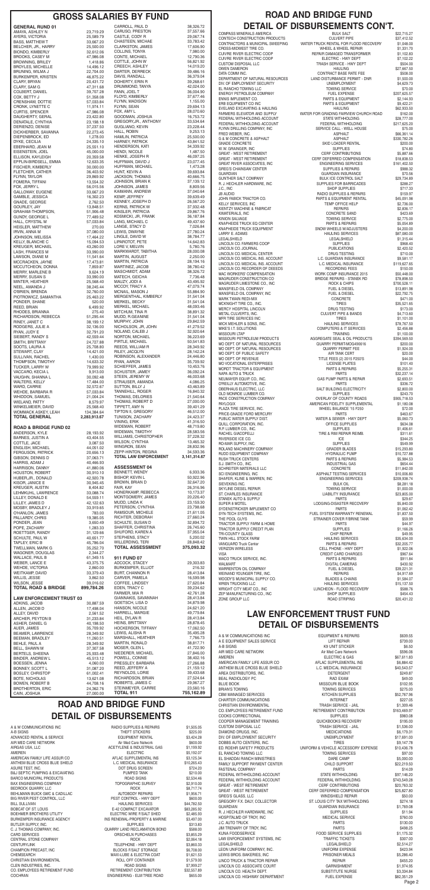# GROSS SALARIES BY FUND

## GENERAL FUND 01

| Name | Amount |
|---|---|
| AMAYA, ASHLEY N | 23,719.29 |
| AYERS, VICTORIA | 25,589.79 |
| BASS, MATTHEW T | 33,667.20 |
| BELCHER, JR., HARRY | 25,500.00 |
| BIONDO, KIMBERLY | 32,612.06 |
| BROOKS, CASEY M | 47,986.08 |
| BROWNING, BRILEY | 1,418.86 |
| BROYLES, MICHELLE | 14,496.12 |
| BRUNING, WILMA J | 22,704.00 |
| BURKEMPER, KRISTEN | 46,875.22 |
| CLARY, BRYAN | 20,431.72 |
| CLARY, GAM G | 47,311.68 |
| COLBERT, DANIEL | 39,707.28 |
| COX, BETTY J | 51,358.08 |
| CRENSHAW, DOTTIE | 57,033.84 |
| CRONK, LYNETTE C | 11,974.11 |
| CURTIS, SPENCER | 47,986.08 |
| DAUGHERTY, GENAE | 23,422.80 |
| DENAYLE, CYNTHIA | 23,198.18 |
| DERIENZO, DENISE | 37,237.50 |
| DICKHERBER, SAVANNA | 22,272.45 |
| DIEPENBROCK, ED | 1,278.00 |
| DYKE, CECILIA | 24,335.10 |
| EBERHARDT, JEAN M | 25,551.10 |
| EISENSTEIN, JOEL | 45,000.00 |
| ELLISON, KAYLEIGH | 20,359.58 |
| EPPLIN-BIRDSELL, EMMA | 12,633.35 |
| FISCHER, KIMBERLY | 30,000.00 |
| FLETCHER, CATHER | 36,403.92 |
| FLYNN, TAYLOR | 29,869.92 |
| FOMERA, TIFFANI | 13,554.32 |
| FOX, JERRY L | 56,015.56 |
| GALLOWAY, EUGENE | 33,667.20 |
| GAMBLE, JESSICA | 16,302.23 |
| GNADE, GEORGE | 2,762.50 |
| GOURLEY, JAY | 13,848.51 |
| GRAHAM-THOMPSON, | 51,906.48 |
| GUNDY, GEORGE L | 77,489.52 |
| HALL, CRYSTAL M | 57,033.84 |
| HEISLER, MATTHEW | 270.00 |
| IRVIN, ANNA M | 37,080.00 |
| JOHNSON, MELISSA | 17,464.22 |
| KELLY, BLANCHE C | 15,094.53 |
| KREUGER, MICHAEL | 43,260.00 |
| LASH, FRANCES M | 33,990.00 |
| LAVERGNE, DIANE M | 11,541.64 |
| MCCRACKEN, JAYNE | 17,473.81 |
| MCCUTCHEON, DONNA | 7,859.87 |
| MERRY, MARLENE B | 9,624.19 |
| MERRY, SUSAN S | 33,990.00 |
| MINTEN, HEATHER | 25,568.40 |
| NEEL, AMANDA J | 38,245.44 |
| O'BRIEN, BRENDA | 32,760.00 |
| PIOTROWICZ, SAMANTHA | 25,463.22 |
| PONDER, SHANE | 520.00 |
| REED, BRIAN | 6,499.92 |
| RHODES, BRIANNA | 275.40 |
| RICHARDSON, REBECCA | 51,295.44 |
| RINEY, JANET C | 38,199.12 |
| RODGERS, JULIE A | 32,136.00 |
| RYAN, JUDY E | 32,791.20 |
| SIEBERT, RANDY S | 42,559.44 |
| SMITH, BRITTANY | 24,727.88 |
| SOOTS, LAURA A | 25,768.80 |
| STEWART, CLAY | 14,421.00 |
| SULLIVAN, RACHEL | 1,430.00 |
| THOMPSON, TIMOTHY | 14,633.32 |
| TUCKER, LARRY W | 79,999.92 |
| VACCARO, KECIA L | 9,913.00 |
| VAUGHN, SHAWNA L | 30,092.48 |
| WALTERS, KELLY | 17,484.00 |
| WARD, CARRIE | 32,572.67 |
| WEHDE, BARBARA R | 57,033.84 |
| WHIDDON, SAMUEL | 21,204.24 |
| WIELAND, PATTY | 8,579.97 |
| WINKELMEIER, DAVID | 25,568.40 |
| WOMMACK ASKEY, LEAH | 134,384.64 |
| **TOTAL GENERAL** | **2,283,913.67** |

## ROAD & BRIDGE FUND 02

| Name | Amount |
|---|---|
| ANDERSON, KYLE | 28,193.92 |
| BARNES, JUSTIN A | 43,404.55 |
| COTTLE, JACE | 3,087.50 |
| ENGLISH, MICHAEL | 44,051.02 |
| FERGUSON, PATRICK | 20,656.13 |
| GIBSON, DENNIS D | 37,063.71 |
| HARRIS, ADAM J | 40,466.93 |
| HARRISON, DANNY | 41,880.06 |
| HOUSTON, ROBERT | 30,910.10 |
| HUBER,JR., DONALD | 42,920.78 |
| KISOR, JANICE E | 30,945.45 |
| KREUGER, AUSTIN | 8,404.82 |
| LEHMKUHL, LAWRENCE | 33,088.74 |
| LILLEY, DONALD E | 54,559.11 |
| LILLEY, JAMES D | 42,122.63 |
| MOSBY, BRADLEY J | 33,919.65 |
| O'HANLON, JAMES | 793.00 |
| PALLARDY, CHRIS | 19,385.05 |
| PONDER, JEAN | 3,650.49 |
| POPE, ZACHARY | 1,283.33 |
| ROETTGER, RANDY | 31,129.66 |
| SCHULTE, PAUL W | 40,651.77 |
| TAPLEY, ERIC B | 45,786.04 |
| TWELLMAN, MARK G | 35,252.70 |
| WAGONER, DOUGLAS | 2,344.27 |
| WALLACE, PAUL B | 61,349.15 |
| WEBER, LANCE E | 43,575.75 |
| WEHDE, VICTORIA | 2,860.00 |
| WEITKAMP, DAVID | 33,379.43 |
| WILLIS, JESSE | 3,862.50 |
| WILSON, JESSE | 39,016.02 |
| **TOTAL ROAD & BRIDGE** | **899,784.26** |

## LAW ENFORCEMENT TRUST 03

| Name | Amount |
|---|---|
| ADKINS, JACOB | 30,887.59 |
| ALLEN, JACOB D | 17,498.04 |
| ALLEY, DAVID | 2,561.52 |
| ARCHER, PEYTON B | 31,233.84 |
| ASHER, DANIEL G | 40,198.50 |
| AUER, JAMES | 35,709.92 |
| BEAMER, LAWRENCE | 28,349.92 |
| BEEHAN, BRADLEY | 11,260.51 |
| BEHLE, PAUL A | 28,349.92 |
| BELL, SHAWN M | 37,307.58 |
| BERTELS, SHEENA | 25,933.48 |
| BINDER, ANDREW L | 45,513.12 |
| BOESSEN, JENNA | 4,060.00 |
| BONNEY, SCOTT L | 31,087.20 |
| BOSLEY, CHRISTOP | 61,002.41 |
| BOTE, NICHOLAS | 13,621.08 |
| BOWEN, ROBERT B | 44,708.16 |
| BROTHERTON, ERIC | 24,362.76 |
| CAIN, JOSHUA | 27,000.00 |
| CARROLL, PAUL D | 38,326.72 |
| CARUSO, PRESTON | 37,557.66 |
| CASTLE, CODY R | 29,067.74 |
| CHASTEEN, MICHAE | 33,783.42 |
| CLARKSTON, JAMES | 17,606.90 |
| COLLINS, TONYA | 7,980.00 |
| CONTE, MICHAEL | 12,790.36 |
| COTTLE, JOHN W | 56,821.92 |
| CREECH, ASHLEY | 14,019.20 |
| DARTER, DERRECK | 39,486.16 |
| DAVIS, RANDALL | 36,379.04 |
| DOHERTY, ERIN R | 39,268.61 |
| DRUMMOND, TANYA | 42,024.00 |
| FANN, JOEL T | 36,004.90 |
| FLOYD, KIMBERLY | 37,677.46 |
| FLYNN, MADISON | 1,155.00 |
| FLYNN, SEAN | 29,494.13 |
| FOX, AMY L | 28,070.60 |
| GOODMAN, JOSHUA | 16,753.72 |
| GREGORY,JR., ANTHONY | 33,534.84 |
| GUGLIANO, KEVIN | 23,228.44 |
| HALL, ROBIN | 9,253.13 |
| HAMLIN, PATRICIA | 25,500.00 |
| HARNEY, PATRICK | 43,841.52 |
| HENDERSON, KATI | 34,339.92 |
| HENDL, NICOLE | 1,487.50 |
| HENKE, JOSEPH R | 46,057.25 |
| HUFFMAN, DAVID J | 23,077.45 |
| HUFFMAN, MICHAEL | 1,473.28 |
| HUNT, KEVIN A | 39,933.84 |
| JACKSON, THOMAS | 40,666.75 |
| JOHNSON, BRIAN K | 37,139.12 |
| JOHNSON, JAMES | 8,809.56 |
| KAIMANN, ANDREW | 37,040.64 |
| KEMP, JEFFREY | 39,939.49 |
| KENNEY, JOSEPH D | 26,567.20 |
| KERNS, PATRICK W | 37,932.48 |
| KINSLER, PATRICIA | 29,867.76 |
| KOSMICKI, JR, FRANK | 36,187.84 |
| LANG, MICHAEL C | 49,437.60 |
| LANGE, STACY D | 7,026.84 |
| LEWIS, DWAYNE | 27,780.24 |
| LINGLE, DAVID W | 38,784.77 |
| LIPAROTOT, PETE | 14,642.83 |
| LORE V, MELVIN | 5,760.76 |
| MARKWARDT, TABITHA | 28,000.08 |
| MARTIN, AUGUST | 2,250.00 |
| MARTIN, PATRICIA | 28,194.16 |
| MARTINEZ, JACOB | 38,780.42 |
| MASCHMIDT, ADAM | 38,326.72 |
| MATECH, GEICHA | 7,736.48 |
| MAUZY, JODI A | 43,405.92 |
| MCCOY, TRACY A | 47,079.74 |
| MCNAIL, MASON J | 55,884.90 |
| MERGENTHAL, KIMBERLY | 31,541.04 |
| MERKEL, BECKY | 31,541.04 |
| MERKEL, MICHAEL | 48,093.46 |
| MITCHUM, TINA R | 38,891.32 |
| MUDD, R.GEANINE | 31,541.04 |
| MURPHY, JOHN | 29,842.59 |
| NICHOLSON, JR, JOHN | 41,279.52 |
| NOLAND, CALEB J | 32,920.64 |
| NORTON, MICHAEL | 36,223.69 |
| PIRTLE, MICHAEL | 50,541.83 |
| REEDS, WILLIAM R | 28,349.92 |
| RILEY, JACOLYN | 28,142.24 |
| ROBINSON, ALEXANDER | 24,446.80 |
| RYAN, AARON | 35,709.92 |
| SCHIEFFER, JAMES | 10,453.76 |
| SCHUSTER, JAMEY | 36,092.24 |
| STEEN, JEREMY W | 46,003.68 |
| STRAUSER, AMANDA | 4,686.25 |
| SUTTON, BILLY J | 43,463.89 |
| TANNEHILL, ROGER | 16,840.32 |
| THOMAS, DELORIES | 21,540.64 |
| THOMAS, ROBERT D | 27,000.00 |
| TIPPETT, AMY N | 39,401.29 |
| TIPTON II, GREGORY | 46,512.00 |
| TUNISON, ZACHARY | 24,423.37 |
| VINING, ERIK | 41,316.50 |
| WIDEMAN, ROBERT | 48,719.80 |
| WIDEMAN, TIMOTHY | 28,583.56 |
| WILLIAMS, CHRISTOPHER | 37,228.32 |
| WILSON, CYNTHIA | 13,465.32 |
| WINGRON, SEAN | 28,832.96 |
| ZEPP-HINTON, REGINA | 34,593.36 |
| **TOTAL LAW ENFORCEMENT** | **3,141,314.67** |

## ASSESSMENT 04

| Name | Amount |
|---|---|
| BENNETT, WENDY | 6,933.36 |
| BISHOP, KEVIN L | 50,922.96 |
| BROWN, BRIAN D | 32,647.20 |
| FAIR, KAY | 26,316.96 |
| HONERKAMP, REBECCA | 10,173.37 |
| MONTGOMERY, JAMES | 20,226.40 |
| MUDD, LINDA K | 23,159.30 |
| PETERSON, CYNTHIA | 23,798.68 |
| RAMSOUR, MICHELE | 21,611.05 |
| RICHTER, DEBORAH | 27,660.24 |
| SCHULTE, SUSAN D | 32,894.72 |
| SHAFFER, CHRISTINA | 26,745.60 |
| SHUFORD, KAREN A | 37,955.04 |
| STEPHENS, STACY | 5,200.02 |
| WILLERDING, TERI | 28,848.42 |
| **TOTAL ASSESSMENT** | **375,093.32** |

## 911 FUND 07

| Name | Amount |
|---|---|
| ADCOCK, STACEY | 29,303.83 |
| BURKEMPER, ELLIOT | 216.32 |
| BURT, CHANNON R | 28,413.84 |
| CARVER, PAMELA | 16,599.98 |
| COFFEE, LINDSEY | 27,620.84 |
| EDEN, TRACY C | 39,234.62 |
| FARMER, MIA R | 42,761.28 |
| GIANNAKIS, SAVANNAH | 28,413.84 |
| GOETSCH, LISA D | 34,879.98 |
| HANSON, NICOLE | 24,621.20 |
| HARRELL, MARGIE | 49,779.84 |
| HEIL, DYLAN R | 28,413.84 |
| HEINS, BRITTANY | 28,878.45 |
| HOCKERSON, TIFFANY | 17,062.50 |
| LEWIS, ALISHA R | 35,495.28 |
| MARSHALL, HEATHER | 7,765.73 |
| MARTIN, RONALD | 38,817.71 |
| MOSER, GLEN L | 41,722.90 |
| NIEDERER, MICHAEL | 27,846.00 |
| POWELL, CONNIE | 38,402.16 |
| PRESSLEY, BARBARA | 27,265.86 |
| REED, JEFFERY A | 21,159.12 |
| REYNOLDS, LORIE | 39,433.68 |
| RICHARDSON, BRIAN | 27,524.64 |
| ROBERTS, JAMES C | 29,967.27 |
| STEINMEYER, CARRIE | 23,560.16 |
| **TOTAL 911** | **755,162.89** |

# ROAD AND BRIDGE FUND DETAIL OF DISBURSEMENTS

| Vendor | Description | Amount |
|---|---|---|
| A & W COMMUNICATIONS INC | RADIO SUPPLIES & REPAIRS | $1,505.05 |
| A-B SIGNS | THEFT STICKERS | $225.00 |
| ADVANCED RENTAL & SERVICE | EQUIPMENT RENTAL | $3,424.28 |
| AIR MED CARE NETWORK | Air Med Care Network | $600.00 |
| AIRGAS USA, LLC | ACETYLENE & INDUSTRIAL GAS | $1,199.92 |
| AMEREN | ELECTRIC | $5,192.07 |
| AMERICAN FAMILY LIFE ASSUR CO | AFLAC SUPPLEMENTAL INS | $3,125.34 |
| ANTHEM BLUE CROSS BLUE SHIELD | L.C. MEDICAL INSURANCE | $10,265.43 |
| ASURE TEST, INC. | DOT DRUG SCREEN | $724.20 |
| B&J SEPTIC PUMPING & EXCAVATING | PUMPED TANK | $210.00 |
| BARCO MUNICIPAL PRODUCTS | ROAD SIGNS | $2,534.46 |
| BAX ENGINEERING COMPANY | TOPOGRAPHIC SURVEY | $2,910.00 |
| BEDROCK QUARRY, LLC | ROCK | $8,717.74 |
| BEHLMANN BUICK GMC & CADILLAC | AUTOBODY REPAIRS | $1,956.71 |
| BIG RIVER PEST CONTROL, LLC | PEST CONTROL - HWY DEPT | $600.00 |
| BILL SULLIVAN | HAULING SERVICES | $44,782.50 |
| BOBCAT OF ST LOUIS | E-42 COMPACT EXCAVATOR | $83,285.92 |
| BOEHMER BROTHERS UTILITY | ELECTRIC WIRE F/SALT SHED | $2,485.93 |
| BURKEMPER INSURANCE AGENCY | INS RENEWAL-PROPERTY & MARINE | $3,497.00 |
| BUTLER SUPPLY, INC. | SUPPLIES | $313.83 |
| C. J. THOMAS COMPANY, INC. | QUARRY LAND RECLAMATION BOND | $588.00 |
| CARD SERVICES | ORSCHELN PURCHASES | $3,855.29 |
| CENTRAL STONE COMPANY | ROCK | $2,064.18 |
| CENTURYLINK | TELEPHONE - HWY DEPT | $3,860.33 |
| CHAMPION PRECAST, INC | BLOCKS F/SALT STORAGE | $6,708.00 |
| CHEMSEARCH | MAXI-LUBE & ELECTRA COAT | $1,621.53 |
| CHRISTIAN ENVIRONMENTAL | ROLL OFF CONTAINER | $1,579.00 |
| CLEN INDUSTRIES, INC. | ROAD SIGNS | $7,999.27 |
| CO. EMPLOYEES RETIREMENT FUND | RETIREMENT CONTRIBUTION | $32,557.89 |
| COCHRAN | ENGINEERING - ELM TREE ROAD | $655.00 |

# ROAD AND BRIDGE FUND DETAIL OF DISBURSEMENTS CON'T.

| Vendor | Description | Amount |
|---|---|---|
| COMPASS MINERALS AMERICA | BULK SALT | $22,715.27 |
| CONTECH CONSTRUCTION PRODUCTS | CULVERT PIPE | $37,412.52 |
| CONTRACTORS & MUNICIPAL SWEEPING | WATER TRUCK RENTAL FOR FLOOD RECOVERY | $1,048.00 |
| CROSS-MIDWEST TIRE CO. | WHEEL & WHEEL REPAIR | $1,331.70 |
| CUIVRE RIVER ELECTRIC COOP | REPAIR DAMAGED TRANSFORMER | $1,102.83 |
| CUIVRE RIVER ELECTRIC COOP | ELECTRIC - HWY DEPT | $7,102.22 |
| CUSTOM DISPOSAL LLC | TRASH SERVICE - HWY DEPT | $504.00 |
| OWEN DAMERON | HAULING | $27,667.50 |
| DATA COMM INC | CONTRACT BASE RATE FEE | $508.00 |
| DEPARTMENT OF NATURAL RESOURCES | LAND DISTURBANCE PERMIT - DNR | $1,500.00 |
| DIV. OF EMPLOYMENT SECURITY | UNEMPLOYMENT | $4,629.73 |
| EL RANCHO TOWING LLC | TOWING SERVICE | $70.00 |
| ENERGY PETROLEUM COMPANY | FUEL EXPENSE | $207,625.57 |
| ENNIS IMPLEMENT CO. | PARTS & EQUIPMENT | $2,144.93 |
| ERB EQUIPMENT CO INC | PARTS & EQUIPMENT | $9,422.21 |
| EVELAND EXCAVATING & HAULING | HAULING | $62,933.50 |
| FARMERS ELEVATOR AND SUPPLY | WATER FOR GRADING FAIRVIEW CHURCH ROAD | $152.00 |
| FEDERAL WITHHOLDING ACCOUNT | STATE WITHHOLDING | $28,777.00 |
| FEDERAL WITHHOLDING ACCOUNT | FEDERAL WITHHOLDING | $217,625.20 |
| FLYNN DRILLING COMPANY, INC | SERVICE CALL - WELL HOUSE | $75.00 |
| FRED WEBER, INC. | ASPHALT | $66,361.14 |
| G & M CONCRETE & ASPHALT | ASPHALT | $330,782.26 |
| GNADE CONCRETE | SKID LOADER RENTAL | $200.00 |
| W.W. GRAINGER, INC. | SUPPLIES | $74.80 |
| GREAT - WEST RETIREMENT | CERF CONTRIBUTIONS | $5,887.66 |
| GREAT - WEST RETIREMENT | CERF DEFERRED COMPENSATION | $18,838.53 |
| GREAT RIVER ASSOCIATES, INC | ENGINEERING SERVICES | $161,402.50 |
| GREG'S CHAINSAW CENTER | SUPPLIES & REPAIRS | $988.32 |
| GUARDIAN | GUARDIAN INSURANCE | $70.56 |
| GUNTHER SALT COMPANY | BULK ICE CONTROL SALT | $29,734.89 |
| R. J. HECHLER HARDWARE, INC | SUPPLIES FOR BARRICADES | $288.27 |
| J.C., INC | SHOP SUPPLIES | $717.53 |
| JB AUDIO | RADIO SUPPLIES & REPAIRS | $159.97 |
| JOHN FABICK TRACTOR CO. | PARTS & EQUIPMENT RENTAL | $45,091.98 |
| KELLY SERVICES, INC | TEMP OFFICE HELP | $2,736.00 |
| KIENTZY MACHINE & FABRICAT | REPAIRS | $2,836.17 |
| KIMATERIALS, INC | CONCRETE SAND | $423.69 |
| KINION SALVAGE | TOWING SERVICE | $2,775.00 |
| KNAPHEIDE TRUCK EQ CENTER | PARTS & REPAIRS | $5,054.89 |
| KNAPHEIDE TRUCK EQUIPMENT | SNOW WHEELS W/ADJUSTERS | $4,200.00 |
| LARRY E. ADAMS | HAULING SERVICES | $87,080.00 |
| LEGALSHIELD | LEGALSHIELD | $1,315.44 |
| LINCOLN CO. FARMERS COOP | SUPPLIES | $968.40 |
| LINCOLN CO. JOURNAL | PUBLICATIONS | $2,420.52 |
| LINCOLN CO. MEDICAL CENTER | DRUG TESTING | $710.00 |
| LINCOLN CO. MEDICAL INS. ACCOUNT | L.C. GUARDIAN INSURANCE | $9,581.17 |
| LINCOLN CO. MEDICAL INS. ACCOUNT | L.C. MEDICAL INSURANCE | $119,627.65 |
| LINCOLN CO. RECORDER OF DEEDS | RECORDING FEES | $150.00 |
| MAC WORKERS' COMPENSATION | WORK COMP INSURANCE 2015 | $50,448.00 |
| MAGRUDER CONSTRUCTION CO | BRIDGE REPAIRS - STANEK RD | $78,898.50 |
| MAGRUDER LIMESTONE CO., INC | ROCK & CHIPS | $700,528.11 |
| MANSFIELD OIL COMPANY | FUEL & DIESEL | $13,891.98 |
| MANSFIELD OIL COMPANY, INC | FUEL & DIESEL | $22,792.75 |
| MARK TWAIN REDI-MIX | CONCRETE | $471.00 |
| MCKNIGHT TIRE CO., INC. | TIRES | $35,521.65 |
| MERCY HOSPITAL LINCOLN | DRUG TESTING | $173.00 |
| METAL CULVERTS, INC. | CULVERT PIPE & BANDS | $4,713.60 |
| MFR TIRE SERVICES INC | TIRES | $1,101.00 |
| MICK MEHLER & SONS, INC. | HAULING SERVICES | $79,767.50 |
| MIKE'S I.T. SOLUTIONS | COMPUTERS & IT SERVICES | $2,456.88 |
| MISSOURI LTAP | TRAINING | $1,100.00 |
| MISSOURI PETROLEUM PRODUCTS | AGGREGATE SEAL & OIL PRODUCTS | $394,569.50 |
| MO DEPT. OF NATURAL RESOURCES | QUARRY PERMIT/MO0409616 | $200.00 |
| MO DEPT. OF NATURAL RESOURCES | QUARRY PERMIT FEE | $1,324.00 |
| MO DEPT. OF PUBLIC SAFETY | AIR TANK CERT | $20.00 |
| MO DEPT. OF REVENUE | TITLE FEES (2) 2015 F250'S | $44.00 |
| MO VOCATIONAL ENTERPRISES | LICENSE PLATES | $101.40 |
| MOROT TRACTOR & EQUIPMENT | PARTS & REPAIRS | $5,255.31 |
| NAPA AUTO & TRUCK | PARTS | $32,237.14 |
| NEUMAYER EQUIP. CO., INC. | GAS PUMP PARTS & REPAIR | $2,693.51 |
| O'REILLY AUTOMOTIVE, INC. | PARTS | $336.72 |
| OBERHAUS ELECTRIC, LLC | SALT BUILDING ELECTRICITY | $2,800.00 |
| OLD MONROE LUMBER CO. | SUPPLIES | $243.70 |
| PACE CONSTRUCTION COMPANY | OVERLAY OF COUNTY ROADS | $905,718.53 |
| PAYLOGIX | AMERICAN FIDELITY SUPPLEMENTAL | $1,180.08 |
| PLAZA TIRE SERVICE, INC. | WHEEL BALANCE '15 F250 | $72.00 |
| PRICE-GNADE FORD MERCURY | PARTS | $463.57 |
| PUBLIC WATER SUPPLY DIST. | WATER & SEWER - HWY DEPT | $5,060.73 |
| QUILL CORPORATION, INC. | OFFICE SUPPLIES | $634.08 |
| R.P. LUMBER CO., INC. | SUPPLIES | $1,406.61 |
| RACHEL GUICCIPELLI | TIRE & RIM REPAIR REIMB. | $311.61 |
| RIVERSIDE ICE CO. | ICE | $344.25 |
| RO-MAR SUPPLY, INC. | SUPPLIES | $549.99 |
| ROLAND MACHINERY COMPANY | GRADER BLADES | $15,293.80 |
| RUDD EQUIPMENT COMPANY | HYDRAULIC PUMP | $10,727.88 |
| RUSH TRUCK CENTERS | PARTS & REPAIRS | $5,984.53 |
| S.J. SMITH CO., INC. | INDUSTRIAL GAS | $654.44 |
| SCHREITER MATERIALS LLC | CONCRETE | $11,842.00 |
| SCI ENGINEERING, INC | ASPHALT TESTING SERVICES | $10,006.80 |
| SHAFER, KLINE & WARREN, INC | ENGINEERING SERVICES | $209,938.74 |
| SIEVEKING INC. | BULK OIL | $8,281.18 |
| SKYLINE DIESEL REPAIR | TOWING SERVICE | $1,000.00 |
| ST. CHARLES INSURANCE | LIABILITY INSURANCE | $23,805.00 |
| STANEK AUTO & SUPPLY | PARTS | $29.67 |
| SUPER 8 MOTEL | LODGING-DISASTER RECOVERY | $5,840.00 |
| SYDENSTRICKER IMPLEMENT CO | PARTS | $1,062.42 |
| SYN-TECH SYSTEMS, INC. | FUEL SYSTEM WARRANTY RENEWAL | $1,837.50 |
| THE POOL GUYS | STRAINER COVER F/BRINE TANK | $59.99 |
| TRACTOR SUPPLY FARM & HOME | PARTS | $44.97 |
| TRACTOR SUPPLY CREDIT PLAN | SUPPLIES | $1,166.26 |
| TRI-COUNTY GLASS | CHIP REPAIR | $49.95 |
| TWIN HILL STOCK FARM | HAULING SERVICES | $36,634.00 |
| VANGUARD Truck Center | PARTS & REPAIRS | $32,205.77 |
| VERIZON WIRELESS | CELL PHONE - HWY DEPT | $1,922.06 |
| VISA | CREDIT CARD CHARGES | $967.64 |
| WACO TRUCK SERVICE, INC. | PARTS | $911.84 |
| WALMART | DIGITAL CAMERAS | $430.92 |
| WARRENTON OIL COMPANY | FUEL & DIESEL | $39,221.31 |
| WEINAND YOUNGER TIRE, INC. | REPAIRS | $4,917.69 |
| WOODY'S MUNICIPAL SUPPLY CO. | BLADES & CHAINS | $1,584.07 |
| WREN TRUCKING LLC | HAULING SERVICES | $15,137.50 |
| WRIGHT CITY MEAT CO., INC | LUNCHEON - FLOOD RECOVERY | $588.76 |
| ZEP MANUFACTURING CO., INC | SHOP SUPPLIES | $454.43 |
| ZONE GROUP LLC | ROAD STRIPING | $20,431.22 |

# LAW ENFORCEMENT TRUST FUND DETAIL OF DISBURSEMENTS

| Vendor | Description | Amount |
|---|---|---|
| A & W COMMUNICATIONS INC | EQUIPMENT & REPAIRS | $639.55 |
| A E EQUIPMENT SALES SERVICE | LIFT REPAIR | $739.00 |
| A-B SIGNS | K9 UNIT STICKER | $6.50 |
| AIR MED CARE NETWORK | Air Med Care Network | $596.06 |
| AMEREN | ELECTRIC & GAS | $67,611.83 |
| AMERICAN FAMILY LIFE ASSUR CO | AFLAC SUPPLEMENTAL INS | $6,684.42 |
| ANTHEM BLUE CROSS BLUE SHIELD | L.C. MEDICAL INSURANCE | $40,543.57 |
| AREA DISTRIBUTORS, INC. | DETERGENT | $249.87 |
| BEAL RADIOLOGY PC | RAD EXAM | $49.00 |
| BLUE BOOK | MISSOURI BLUE BOOK | $102.95 |
| BRIAN'S TOWING | TOWING SERVICES | $275.00 |
| CBM MANAGED SERVICES | KITCHEN SUPPLIES | $52,767.96 |
| CHARTER COMMUNICATIONS | INTERNET | $227.05 |
| CHRISTIAN ENVIRONMENTAL | TRASH SERVICE - JAIL | $1,309.46 |
| CO. EMPLOYEES RETIREMENT FUND | RETIREMENT CONTRIBUTION | $163,469.97 |
| COOKS CORRECTIONAL | SUPPLIES | $983.08 |
| COOPER MANAGEMENT TRAINING | QUICKBOOKS RECOVERY | $195.00 |
| CUSTOM DISPOSAL LLC | TRASH SERVICE - JAIL | $1,536.00 |
| DIAMOND DRUGS, INC | MEDICATIONS | $6,179.31 |
| DIV. OF EMPLOYMENT SECURITY | UNEMPLOYMENT | $17,691.00 |
| DOBBS AUTO CENTERS, INC. | TIRES | $9,147.78 |
| ED. ROEHR SAFETY PRODUCTS | UNIFORM & VEHICLE ACCESSORY EXPENSE | $10,436.78 |
| EL RANCHO TOWING LLC | TOWING SERVICES | $140.00 |
| EL SHADDAI RANCH MINISTRIES | DARE CAMP | $5,000.00 |
| FAMILY SUPPORT PAYMENT CENTER | CHILD SUPPORT | $22,219.50 |
| FASTENAL COMPANY | PARTS | $14.09 |
| FEDERAL WITHHOLDING ACCOUNT | STATE WITHHOLDING | $97,146.20 |
| FEDERAL WITHHOLDING ACCOUNT | FEDERAL WITHHOLDING | $743,545.28 |
| GREAT - WEST RETIREMENT | CERF CONTRIBUTIONS | $20,763.32 |
| GREAT - WEST RETIREMENT | CERF DEFERRED COMPENSATION | $25,827.80 |
| GREG'S GLASS, LLC | WINDSHIELD REPAIR | $50.00 |
| GREGORY F.X. DALY, COLLECTOR | ST. LOUIS CITY TAX WITHHOLDING | $274.18 |
| GUARDIAN | GUARDIAN INSURANCE | $1,769.08 |
| R. J. HECHLER HARDWARE, INC | SUPPLIES | $11.94 |
| HOSPITALMD OF TROY, INC | MEDICAL SERVICE | $760.00 |
| J.C. AUTO TRUCK | PARTS | $130.00 |
| JIM TRENARY OF TROY, INC. | PARTS | $498.25 |
| KUNA FOODSERVICE | FOOD SERVICE SUPPLIES | $1,175.32 |
| LAW ENFORCEMENT SYSTEMS, INC | TRAFFIC TICKETS | $307.00 |
| LEGALSHIELD | LEGALSHIELD | $2,514.27 |
| LEON UNIFORM COMPANY, INC. | UNIFORM EXPENSE | $423.94 |
| LEWIS BROS. BAKERIES, INC | PRISONER MEALS | $5,286.40 |
| LINCO TRUCK & TRACTOR REPAIR | REPAIR | $455.20 |
| LINCOLN CO. ASSOCIATE COURT | GARNISHMENT | $1,974.95 |
| LINCOLN CO. HEALTH DEPT. | SUBSTITUTE NURSE | $3,534.84 |
| LINCOLN CO. HIGHWAY DEPARTMENT | FUEL EXPENSE | $82,351.29 |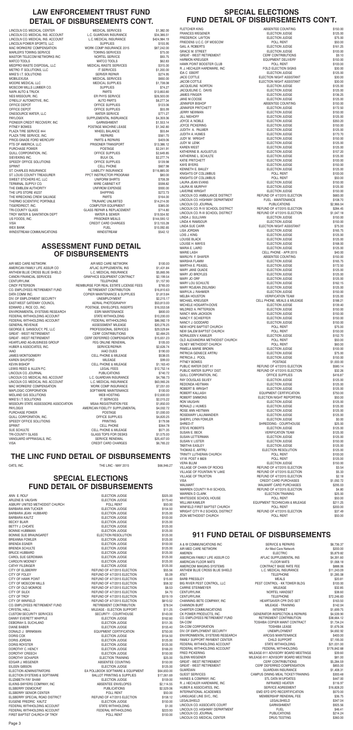# LAW ENFORCEMENT TRUST FUND DETAIL OF DISBURSEMENTS CON'T.

| | | |
|---|---|---|
| LINCOLN CO. MEDICAL CENTER | MEDICAL SERVICES | $1,382.00 |
| LINCOLN CO. MEDICAL INS. ACCOUNT | L.C. GUARDIAN INSURANCE | $34,386.51 |
| LINCOLN CO. MEDICAL INS. ACCOUNT | L.C. MEDICAL INSURANCE | $424,984.19 |
| LINCOLN POWER SPORTS, LLC | SUPPLIES | $155.95 |
| MAC WORKERS' COMPENSATION | WORK COMP INSURANCE 2015 | $87,242.00 |
| MARLER'S TOWING SERVICE | TOWING SERVICES | $75.00 |
| MASTOR TELECOM NETWORKS INC | NORTEL SERVICE | $93.75 |
| MATCO TOOLS | MATCO TOOLS | $62.83 |
| MEDPRO WASTE DISPOSAL, LLC | MEDICAL WASTE SERVICES | $315.00 |
| METRO IT SOLUTIONS, LLC | IT SERVICES | $1,200.00 |
| MIKE'S I.T. SOLUTIONS | SERVER REPAIR | $274.95 |
| MOBILEXUSA | MEDICAL SERVICES | $650.00 |
| MOORE MEDICAL LLC | MEDICAL SUPPLIES | $1,738.08 |
| MOSCOW MILLS LUMBER CO. | SUPPLIES | $74.27 |
| NAPA AUTO & TRUCK | PARTS | $13,850.80 |
| NES MISSOURI, INC. | ER PHYS SERVICE | $26,500.00 |
| O'REILLY AUTOMOTIVE, INC. | AUTO PARTS | $8,277.34 |
| OFFICE DEPOT | OFFICE SUPPLIES | $123.06 |
| OFFICE DEPOT | OFFICE SUPPLIES | $55.99 |
| ONESOURCE WATER, LLC | WATER SERVICE | $771.27 |
| PAYLOGIX | SUPPLEMENTAL INSURANCE | $4,359.36 |
| PIONEER CREDIT RECOVERY, INC | GARNISHMENT | $1,553.14 |
| PITNEY BOWES | POSTAGE MACHINE LEASE | $1,342.80 |
| PLAZA TIRE SERVICE #44 | WHEEL BALANCE | $55.84 |
| PLAZA TIRE SERVICE, INC. | REPAIRS | $561.70 |
| PRICE-SHADE FORD MERCURY | PARTS & REPAIRS | $409.06 |
| PTS OF AMERICA, LLC | PRISONER TRANSPORT | $13,386.12 |
| PURCHASE POWER | POSTAGE | $2,241.91 |
| QUILL CORPORATION, INC. | OFFICE SUPPLIES | $2,648.85 |
| SIEVEKING INC. | BULK OIL | $2,277.74 |
| SPEEDY OFFICE SOLUTIONS | OFFICE SUPPLIES | $139.98 |
| SPRINT | CELL PHONE | $607.98 |
| ST. CHARLES INSURANCE | LIABILITY INSURANCE | $116,885.00 |
| ST. LOUIS COUNTY TREASURER | PPCT INSTRUCTOR PROGRAM | $80.00 |
| SWEET STICHERS KC, LLC | UNIFORM SHIRTS | $708.39 |
| TERMINAL SUPPLY CO. | WIRE CABINET KIT | $598.82 |
| THE EMBLEM AUTHORITY | UNIFROM EXPENSE | $930.00 |
| THE UPS STORE #5237 | SHIPPING | $272.73 |
| THE WRECKING CREW SALVAGE | PARTS | $164.00 |
| THERMO SCIENTIFIC PORTABLE | TRUNARC UNLIMITED | $14,214.00 |
| TIGERDIRECT, INC. | COMPUTER EQUIPMENT | $385.00 |
| TRI-COUNTY GLASS | GLASS REPAIR & REPLACEMENT | $714.80 |
| TROY WATER & SANITATION DEPT | WATER & SEWER | $19,554.92 |
| US FOODS, INC. | PRISONER MEALS | $144,590.12 |
| VISA | CREDIT CARD CHARGES | $13,155.28 |
| WEX BANK | FUEL | $10,092.65 |
| WINDSTREAM COMMUNICATIONS | WINDSTREAM | $542.12 |

# ASSESSMENT FUND DETAIL OF DISBURSEMENTS

| | | |
|---|---|---|
| AIR MED CARE NETWORK | AIR MED CARE NETWORK | $100.00 |
| AMERICAN FAMILY LIFE ASSUR CO | AFLAC SUPPLEMENTAL INS | $1,431.84 |
| ANTHEM BLUE CROSS BLUE SHIELD | L.C. MEDICAL INSURANCE | $5,865.96 |
| CANON FINANCIAL SERVICES | GRAPHICS EQUIPMENT CONTRACT | $2,199.54 |
| CENTURYLINK | TELEPHONE | $1,157.90 |
| CINDY PETERSON | REIMBURSE FOR REAL ESTATE LICENSE FEES | $765.00 |
| CO. EMPLOYEES RETIREMENT FUND | RETIREMENT CONTRIBUTION | $16,810.63 |
| DATA COMM INC. | COPIER MAINTENANCE & SUPPLIES | $1,813.84 |
| DIV. OF EMPLOYMENT SECURITY | UNEMPLOYMENT | $2,215.17 |
| EAST-WEST GATEWAY COUNCIL | AERIAL PHOTOGRAPHY | $53,813.00 |
| EDWARD J. RICE CO., INC. | POSTAGE, ENVELOPES, INSERTS | $16,553.58 |
| ENVIRONMENTAL SYSTEMS RESEARCH | ESRI MAINTENANCE | $800.00 |
| FEDERAL WITHHOLDING ACCOUNT | STATE WITHHOLDING | $10,200.00 |
| FEDERAL WITHHOLDING ACCOUNT | FEDERAL WITHHOLDING | $86,082.19 |
| GENERAL REVENUE | ASSESSMENT MILEAGE | $20,276.25 |
| GEORGE E. SANSOUCY, PE, LLC | PROFESSIONAL SERVICES | $29,529.84 |
| GREAT - WEST RETIREMENT | CERF CONTRIBUTIONS | $2,484.25 |
| GREAT - WEST RETIREMENT | CERF DEFERRED COMPENSATION | $15,651.23 |
| HEARTLAND AG-BUSINESS GROUP | FEG ONLINE RENEWAL | $105.00 |
| HUBER & ASSOCIATES, INC. | SERVICE/REPAIR | $2,626.74 |
| IAAO | IAAO DUES | $190.00 |
| JAMES MONTGOMERY | CELL PHONE & MILEAGE | $538.05 |
| KAREN SHUFORD | MILEAGE | $99.00 |
| KEVIN BISHOP | CELL PHONE & MILEAGE | $1,163.40 |
| LEWIS REED & ALLEN P.C. | LEGAL FEES | $12,752.14 |
| LINCOLN CO. JOURNAL | PUBLICATIONS | $740.72 |
| LINCOLN CO. MEDICAL INS. ACCOUNT | L.C. GUARDIAN INSURANCE | $4,766.73 |
| LINCOLN CO. MEDICAL INS. ACCOUNT | L.C. MEDICAL INSURANCE | $63,965.26 |
| MAC WORKERS' COMPENSATION | WORK COMP INSURANCE | $7,051.00 |
| MAPLOGIC CORPORATION | SOFTWARE MAINTENANCE | $100.00 |
| MIDLAND GIS SOLUTIONS | WEB HOSTING | $12,600.00 |
| MIKE'S I.T. SOLUTIONS | IT SERVICES | $2,015.22 |
| MISSOURI STATE ASSESSORS ASSOCIATION | MSAA REGISTRATION FEE | $1,850.00 |
| PAYLOGIX | AMERICAN FIDELITY SUPPLEMENTAL | $4,002.72 |
| PURCHASE POWER | POSTAGE | $1,000.00 |
| QUILL CORPORATION, INC. | OFFICE SUPPLIES | $4,820.25 |
| SPEEDY OFFICE SOLUTIONS | PRINTING | $179.98 |
| SPRINT | CELL PHONE | $364.78 |
| SUE SCHULTE | CELL PHONE & MILEAGE | $571.35 |
| TRI-COUNTY GLASS | GLASS TOPS FOR DESKS | $1,575.00 |
| VANGUARD APPRAISALS, INC. | SERVICE RENEWAL | $25,407.00 |
| VISA | CREDIT CARD CHARGES | $6,765.22 |

# THE LINC FUND DETAIL OF DISBURSEMENTS

| | | |
|---|---|---|
| OATS, INC. | THE LINC - MAY 2015 | $66,946.27 |

# SPECIAL ELECTIONS FUND DETAIL OF DISBURSEMENTS

| | | |
|---|---|---|
| ANN E. ROLF | ELECTION JUDGE | $325.00 |
| ARLENE B. VAUGHN | ELECTION JUDGE | $173.40 |
| ASBURY UNITED METHODIST CHURCH | POLL RENT | $50.00 |
| BARBARA ANN TUCKER | ELECTION JUDGE | $154.50 |
| BARBARA JEAN HUBBARD | ELECTION JUDGE | $125.00 |
| BARBARA KAUTZ | ELECTION JUDGE | $100.00 |
| BECKY BLAIR | ELECTION JUDGE | $125.00 |
| BETTY J. CHOATE | ELECTION JUDGE | $125.00 |
| BONNIE HUBBMAN | ELECTION JUDGE | $125.00 |
| BONNIE SUE BRAUNGARDT | ELECTION RESOLUTION | $125.00 |
| BREANNA FOWLER | ELECTION JUDGE | $125.00 |
| BRENDA EGNER | ELECTION JUDGE | $100.00 |
| BRENDA SCHULTE | ELECTION JUDGE | $125.00 |
| BRUCE HUBBARD | ELECTION JUDGE | $125.00 |
| CAROL SUE GERDIMAN | ELECTION JUDGE | $125.00 |
| CAROLYN MOONEY | ELECTION JUDGE | $125.00 |
| CATHY FILSINGER | ELECTION JUDGE | $125.00 |
| CITY OF ELSBERRY | REFUND OF 4/7/2015 ELECTION | $55.56 |
| CITY OF FOLEY | REFUND OF 4/7/2015 ELECTION | $5.09 |
| CITY OF HAWK POINT | REFUND OF 4/7/2015 ELECTION | $15.60 |
| CITY OF MOSCOW MILLS | REFUND OF 4/7/2015 ELECTION | $58.32 |
| CITY OF OLD MONROE | REFUND OF 4/7/2015 ELECTION | $8.53 |
| CITY OF SILEX | REFUND OF 4/7/2015 ELECTION | $4.70 |
| CITY OF TROY | REFUND OF 4/7/2015 ELECTION | $319.19 |
| CITY OF WINFIELD | REFUND OF 4/7/2015 ELECTION | $810.52 |
| CO. EMPLOYEES RETIREMENT FUND | RETIREMENT CONTRIBUTION | $78.04 |
| CRYSTAL HALL | MILEAGE - ELECTION SUPPORT | $11.25 |
| CUSTOM SECURITY SERVICES | SECURITY - COURTHOUSE | $143.00 |
| DANNY EVERETT WHIPPLE | ELECTION JUDGE | $162.60 |
| DEBORAH S. SUCHLAND | ELECTION JUDGE | $151.35 |
| DIANE BABER | ELECTION JUDGE | $155.40 |
| DONALD J. BRINKMAN | EQUIPMENT CERTIFICATION | $750.00 |
| DORIS COX | ELECTION JUDGE | $154.50 |
| DORIS JORDAN | ELECTION JUDGE | $125.00 |
| DORIS ROYSTER | ELECTION JUDGE | $125.00 |
| DOROTHY C. HENCY | ELECTION JUDGE | $166.20 |
| DOROTHY CREECH | ELECTION JUDGE | $150.00 |
| DOROTHY SCHAPER | ELECTION TRAINING | $25.00 |
| EDGAR J. WEGENER | ABSENTEE COUNTING | $150.00 |
| EILEEN GIBSON | ELECTION JUDGE | $125.00 |
| ELECTION ADMINISTRATORS | EA POLLBOOK SOFTWARE & EQUIPMENT | $64,650.00 |
| ELECTION SYSTEMS & SOFTWARE | BALLOT PRINTING & SUPPLIES | $17,061.69 |
| ELIZABETH FAY SHAW | ELECTION JUDGE | $159.00 |
| ELKINS-SWYERS COMPANY, INC | ABSENTEE ENVELOPES | $2,114.55 |
| ELSBERRY DEMOCRAT | PUBLICATIONS | $2,529.06 |
| ELSBERRY SENIOR CENTER | POLL RENT | $50.00 |
| ELSBERRY SPECIAL ROAD DISTRICT | REFUND OF 4/7/2015 ELECTION | $158.12 |
| EUGENE FREDRIC KAUTZ | ELECTION JUDGE | $150.00 |
| FEDERAL WITHHOLDING ACCOUNT | STATE WITHHOLDING | $1.00 |
| FEDERAL WITHHOLDING ACCOUNT | FEDERAL WITHHOLDING | $223.93 |
| FIRST BAPTIST CHURCH OF TROY | POLL RENT | $150.00 |

# SPECIAL ELECTIONS FUND DETAIL OF DISBURSEMENTS CON'T.

| | | |
|---|---|---|
| FLETCHER KING | ABSENTEE COUNTING | $150.00 |
| FRANCES WEGENER | ELECTION JUDGE | $125.00 |
| FREDERICK LAYTON | ELECTION JUDGE | $75.00 |
| FRIEDENS U.C.C. OF MOSCOW | POLL RENT | $50.00 |
| GAIL A. ROBERTS | ELECTION JUDGE | $161.25 |
| GRACE M. STREET | ELECTION JUDGE | $100.00 |
| GREAT - WEST RETIREMENT | CERF CONTRIBUTIONS | $9.10 |
| HARMON KREUGER | EQUIPMENT DELIVERY | $150.00 |
| HAWK POINT BOOSTER CLUB | POLL RENT | $100.00 |
| R. J. HECHLER HARDWARE, INC | FOLD ELECTION SIGNS | $30.00 |
| IDA C EBERT | ELECTION JUDGE | $125.00 |
| JACE COTTLE | ELECTION NIGHT ASSISTANT | $30.00 |
| JACOB COTTLE | ELECTION NIGHT ASSISTANT | $30.00 |
| JACQUELINE NORTON | ELECTION JUDGE | $125.00 |
| JACQUELINE C. DAVIS | ELECTION JUDGE | $125.00 |
| JAMES FINGER | ELECTION JUDGE | $136.25 |
| JANE M.COOSE | ELECTION JUDGE | $125.00 |
| JENNIFER BISHOP | ABSENTEE COUNTING | $150.00 |
| JENNIFER PRITCHETT | ELECTION JUDGE | $172.50 |
| JERRY NEWMAN | ELECTION JUDGE | $150.00 |
| JILL NIEHOFF | ELECTION JUDGE | $125.00 |
| JOYCE A. NOBLE | ELECTION JUDGE | $350.20 |
| JOYCE PICKERING | ELECTION JUDGE | $150.00 |
| JUDITH A. PALMER | ELECTION JUDGE | $125.00 |
| JUDITH A. HUMES | ELECTION JUDGE | $170.70 |
| JUDY M. WRIGHT | ELECTION JUDGE | $150.00 |
| JUDY M. LENK | ELECTION JUDGE | $125.00 |
| KAREN WEST | ELECTION JUDGE | $125.00 |
| KATHERINE B. AUGUSTUS | ELECTION JUDGE | $157.20 |
| KATHERINE L. SCHULTE | ELECTION JUDGE | $125.00 |
| KATIE PRITCHETT | ELECTION JUDGE | $100.00 |
| KAYE BYERS | ELECTION JUDGE | $150.00 |
| KENNETH E. BAILEY | ELECTION JUDGE | $125.00 |
| KNIGHTS OF COLUMBUS | POLL RENT | $100.00 |
| KNIGHTS OF COLUMBUS | POLL RENT | $50.00 |
| LAURA JEAN EVANS | ELECTION JUDGE | $150.00 |
| LAURA W. MURPHY | ELECTION JUDGE | $125.00 |
| LAVERNE WRIGHT | ELECTION JUDGE | $150.00 |
| LINCOLN CO. AMBULANCE DISTRICT | REFUND OF 4/7/2015 ELECTION | $683.00 |
| LINCOLN CO. HIGHWAY DEPARTMENT | FUEL - MAINTENANCE | $108.70 |
| LINCOLN CO. JOURNAL | PUBLICATIONS | $2,966.04 |
| LINCOLN CO. R-IV SCHOOL DISTRICT | REFUND OF 4/7/2015 ELECTION | $284.45 |
| LINCOLN CO. R-III SCHOOL DISTRICT | REFUND OF 4/7/2015 ELECTION | $1,047.18 |
| LINDA J. SULLIVAN | ELECTION JUDGE | $150.00 |
| LINDA K RAMSOUR | ELECTION JUDGE | $150.00 |
| LINDA SUE CARR | ELECTION NIGHT ASSISTANT | $75.00 |
| LISA JORDAN | ELECTION JUDGE | $165.75 |
| LOIS J. KING | ELECTION JUDGE | $125.00 |
| LOUISE BLACK | ELECTION JUDGE | $125.00 |
| LOUISE H. MAYES | ELECTION JUDGE | $168.00 |
| MARIA E. LAIRD | ELECTION JUDGE | $125.00 |
| MARIE LASH | CELL PHONE - APR 2015 | $40.00 |
| MARILYN F. SHAFER | ABSENTEE COUNTING | $150.00 |
| MARSHA FLAMM | ELECTION JUDGE | $165.75 |
| MARTHA E. PEASEL | ELECTION JUDGE | $172.50 |
| MARY JANE QUADE | ELECTION JUDGE | $125.00 |
| MARY JO BROYLES | ELECTION JUDGE | $125.00 |
| MARY JO ORF | ELECTION JUDGE | $125.00 |
| MARY LOU SCHULTE | ELECTION JUDGE | $162.15 |
| MARY ROJEAN ZIELINSKI | ELECTION JUDGE | $125.00 |
| MARYLN J. RAHMIER | ELECTION JUDGE | $150.00 |
| MELBA HOUSTON | VERIFICATION TEAM | $125.00 |
| MICHAEL KREUGER | CELL PHONE, MEALS & MILEAGE | $188.21 |
| MICHELE HOGARTH-DOVE | ELECTION JUDGE | $139.40 |
| MILDRED A. PATTERSON | ELECTION JUDGE | $150.00 |
| NANCY ANN JACKSON | ELECTION JUDGE | $150.00 |
| NANCY F. SCHEFFER | ELECTION JUDGE | $150.00 |
| NANCY J. GODDARD | ELECTION JUDGE | $150.00 |
| NEW HOPE BAPTIST CHURCH | POLL RENT | $75.00 |
| NEW SALEM BAPTIST CHURCH | POLL RENT | $150.00 |
| NORALEEN V. KAMLER | ELECTION JUDGE | $152.70 |
| OLD ALEXANDRIA METHODIST CHURCH | POLL RENT | $50.00 |
| OLNEY METHODIST CHURCH | POLL RENT | $60.00 |
| PAMELA MARIE BROWN | ELECTION JUDGE | $100.00 |
| PATRICIA GENIECE ARTRU | ELECTION JUDGE | $75.00 |
| PATRICIA J. POOL | ELECTION JUDGE | $150.00 |
| PITNEY BOWES | POSTAGE | $1,000.00 |
| PUBLIC WATER DIST. #1 | REFUND OF 4/7/2015 ELECTION | $580.14 |
| PUBLIC WATER SUPPLY DIST. | REFUND OF 4/7/2015 ELECTION | $32.26 |
| QUILL CORPORATION, INC. | OFFICE SUPPLIES | $416.87 |
| RAY DOUGLAS SILVEY | ELECTION JUDGE | $125.00 |
| REDONDA HEITMAN | ELECTION JUDGE | $125.00 |
| ROBERT B. WRIGHT | ELECTION JUDGE | $125.00 |
| ROBERT KALLASH | EQUIPMENT CERTIFICATION | $750.00 |
| ROBERT SIMMONS | ELECTION NIGHT REPORTING | $50.00 |
| RON VAUGHN | ELECTION JUDGE | $125.00 |
| RONALD J. HUMES | ELECTION JUDGE | $125.00 |
| ROSE ANN HEITMAN | ELECTION JUDGE | $125.00 |
| ROSEMARY LALUMANDIER | ELECTION JUDGE | $125.00 |
| SHERYL LYNN FOWLER | ELECTION JUDGE | $0.00 |
| SHRED-IT | SHREDDING - COURTHOUSE | $25.00 |
| STEVE ROBERTS | ELECTION JUDGE | $125.00 |
| SUSAN E. BECK | VERIFICATION TEAM | $125.00 |
| SUSAN LETTERMAN | ELECTION JUDGE | $125.00 |
| SUSAN V. LISTER | ELECTION JUDGE | $150.00 |
| TABITHA EASLEY | ELECTION JUDGE | $125.00 |
| THOMAS E. ARTRU | ELECTION RESOLUTION | $125.00 |
| TRINITY LUTHERAN CHURCH | POLL RENT | $100.00 |
| V.F.W. POST # 8828 | POLL RENT | $125.00 |
| VERA BLUM | ELECTION JUDGE | $150.00 |
| VILLAGE OF CHAIN OF ROCKS | REFUND OF 4/7/2015 ELECTION | $3.54 |
| VILLAGE OF FOUNTAIN 'N' LAKE | REFUND OF 4/7/2015 ELECTION | $5.33 |
| VILLAGE OF TRUXTON | REFUND OF 4/7/2015 ELECTION | $2.18 |
| VISA | CREDIT CARD PURCHASES | $1,092.72 |
| WALMART | WALMART CARD PURCHASES | $295.03 |
| WARREN COUNTY R-III SCHOOL | REFUND OF 4/7/2015 ELECTION | $4.80 |
| WARREN D CLARK | ELECTION TRAINING | $25.00 |
| WHITESIDE SCHOOL HOUSE | POLL RENT | $50.00 |
| WILLIAM KAMLER | EQUIPMENT TECHNICIAN & MILEAGE | $211.25 |
| WINFIELD FIRST BAPTIST CHURCH | POLL RENT | $200.00 |
| WRIGHT CITY R-2 SCHOOL DISTRICT | REFUND OF 4/7/2015 ELECTION | $37.49 |
| ZION METHODIST CHURCH | POLL RENT | $50.00 |

# 911 FUND DETAIL OF DISBURSEMENTS

| | | |
|---|---|---|
| A & W COMMUNICATIONS INC | SERVICE & REPAIRS | $8,736.37 |
| AIR MED CARE NETWORK | Air Med Care Network | $200.00 |
| AMEREN | ELECTRIC | $5,879.82 |
| AMERICAN FAMILY LIFE ASSUR CO | AFLAC SUPPLEMENTAL INS | $4,391.60 |
| AMERICAN FLOOR MATS | FLOOR MATS | $1,068.18 |
| AMERICOM IMAGING SYSTEMS | CONTRACT BASE RATE FEE | $888.06 |
| ANTHEM BLUE CROSS BLUE SHIELD | L.C. MEDICAL INSURANCE | $11,243.09 |
| AT&T | TELEPHONE | $1,285.08 |
| BARB PRESSLEY | MEALS | $20.81 |
| BIG RIVER PEST CONTROL, LLC | PEST CONTROL - KK TOWER BLDG | $100.00 |
| CARRIE STEINMEYER | MILEAGE | $32.85 |
| CENTURYLINK | NORTEL HANDSET | $38.60 |
| CENTURYLINK | TELEPHONE | $72,246.83 |
| CHANNING BETE COMPANY, INC | HEARTSAVER CPR DVD SET | $163.50 |
| CHANNON BURT | MILEAGE - TRAINING | $142.04 |
| CHARTER COMMUNICATIONS | INTERNET | $1,699.75 |
| CK POWER PRODUCTS, INC. | GENERATOR INSPECTION & REPAIRS | $4,539.90 |
| CO. EMPLOYEES RETIREMENT FUND | RETIREMENT CONTRIBUTION | $38,664.12 |
| DA-COM | TOSHIBA COPIER MAINT CONTRACT | $1,734.24 |
| DA-COM CORPORATION | TOSHIBA LEASE | $1,676.06 |
| DIV. OF EMPLOYMENT SECURITY | UNEMPLOYMENT | $4,692.92 |
| ENVIRONMENTAL SYSTEMS RESEARCH | ARCGIS MAINTENANCE | $400.00 |
| FAMILY SUPPORT PAYMENT CENTER | CHILD SUPPORT | $7,195.00 |
| FEDERAL WITHHOLDING ACCOUNT | STATE WITHHOLDING | $21,031.00 |
| FEDERAL WITHHOLDING ACCOUNT | FEDERAL WITHHOLDING | $176,842.68 |
| FRED PICKERING | MILEAGE-911 ADVISORY BOARD MEETINGS | $39.60 |
| GLENN WEGENER | MILEAGE-911 ADVISORY BOARD MEETINGS | $81.00 |
| GREAT - WEST RETIREMENT | CERF CONTRIBUTIONS | $5,284.59 |
| GREAT - WEST RETIREMENT | CERF DEFERRED COMPENSATION | $855.00 |
| GUARDIAN | GUARDIAN INSURANCE | $1,408.91 |
| GUEST SERVICES | CAMPUS DINING MEAL TICKET-TRAINING | $300.48 |
| HAINES & COMPANY, INC. | STL DATA W/UPDATES | $447.00 |
| R. J. HECHLER HARDWARE, INC | INFRARED HEATER | $116.97 |
| HUBER & ASSOCIATES, INC. | SERVICE AGREEMENT | $16,808.20 |
| INTERNATIONAL ACADEMIES | EMD EFD EPD RECERTIFICATION | $570.00 |
| LANGUAGE LINE SVC., INC. | MEMBERSHIP RENEWAL FEE | $36.75 |
| LEGALSHIELD | LEGALSHIELD | $347.04 |
| LINCOLN CO. ASSOCIATE COURT | GARNISHMENT | $925.56 |
| LINCOLN CO. HIGHWAY DEPARTMENT | FUEL | $46.41 |
| LINCOLN CO. JOURNAL | PUBLICATIONS | $214.24 |
| LINCOLN CO. MEDICAL CENTER | DRUG TESTING | $360.00 |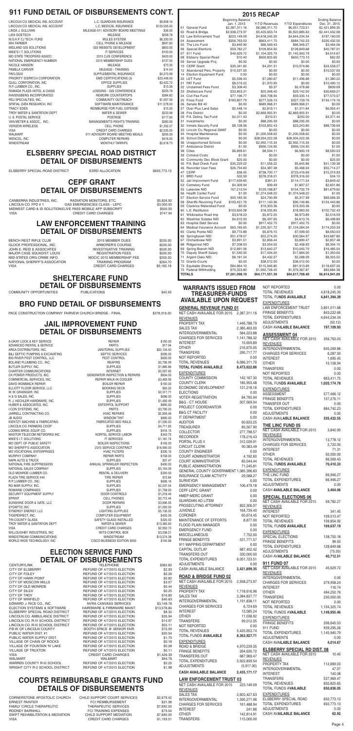# 911 FUND DETAIL OF DISBURSEMENTS CON'T.

| | | |
|---|---|---|
| LINCOLN CO. MEDICAL INS. ACCOUNT | L.C. GUARDIAN INSURANCE | $9,908.16 |
| LINCOLN CO. MEDICAL INS. ACCOUNT | L.C. MEDICAL INSURANCE | $125,555.30 |
| LINDA J. SULLIVAN | MILEAGE-911 ADVISORY BOARD MEETINGS | $36.00 |
| LISA GOETSCH | MILEAGE | $258.78 |
| M.S.H.P. CJ TECH. FUND | MULES SYSTEM | $6,330.00 |
| MIA PARMER | CELL PHONE & MILEAGE | $697.60 |
| MIDLAND GIS SOLUTIONS | GIS WEBSITE DEVELOPMENT | $850.00 |
| MIKE'S I.T. SOLUTIONS | IT SERVICES | $100.00 |
| MO STATE TROOPERS ASSOC. | 2015 CJIS CONFERENCE | $400.00 |
| NATIONAL EMERGENCY NUMBER | 2015 MEMBERSHIP DUES | $137.00 |
| NICOLE HANSON | MILEAGE | $73.35 |
| PAMELA CARVER | MILEAGE - TRAINING | $14.04 |
| PAYLOGIX | SUPPLEMENTAL INSURANCE | $4,270.98 |
| PRIORITY DISPATCH CORPORATION | EMD CERTIFICATIONS (3) | $23,446.00 |
| QUILL CORPORATION, INC. | OFFICE SUPPLIES | $3,422.72 |
| R.P. LUMBER CO., INC. | SUPPLIES | $13.36 |
| RAMADA PLAZA HOTEL & OASIS | LODGING - GIS CONFERENCE | $255.78 |
| RAVENSBERG INCORPORATED | REWORK COUNTERTOPS | $384.82 |
| RDJ SPECIALTIES, INC. | COMMUNITY OUTREACH | $1,097.06 |
| SPATIAL DATA RESEARCH, INC | SOFTWARE MAINTENANCE | $11,578.00 |
| TRACY EDEN | REIMBURSE FOR FUEL EXPENSE | $15.00 |
| TROY WATER & SANITATION DEPT | WATER & SEWER | $233.98 |
| U. S. POSTAL SERVICE | POSTAGE | $117.60 |
| VAN METER & ASSOC., INC. | MANAGEMENTS RIGHTS TRAINING | $280.00 |
| VERIZON WIRELESS | CELL PHONE | $1,332.37 |
| VISA | CREDIT CARD CHARGES | $2,535.55 |
| WALMART | 911 ADVISORY BOARD MEETING MEALS | $295.39 |
| WENCOL, INC. | COMPUTER REPAIRS | $416.50 |
| WINDSTREAM | MONTHLY TARRIFS | $2,618.73 |

# ELSBERRY SPECIAL ROAD DISTRICT DETAIL OF DISBURSEMENTS

| | | |
|---|---|---|
| ELSBERRY SPECIAL ROAD DISTRICT | ESRD ALLOCATION | $650,773.13 |

# CEPF GRANT DETAIL OF DISBURSEMENTS

| | | |
|---|---|---|
| CANBERRA INDUSTRIES, INC. | RADIATION MONITORS, ETC. | $5,826.92 |
| LINCOLN CO. FPD # 1 | GAS EMERGENCIES CLASS - LEPC | $3,000.00 |
| MIDWEST CARD & ID SOLUTIONS | LIVE PASS MOBILE APP SUBSCRIPT | $500.00 |
| VISA | CREDIT CARD CHARGES | $747.94 |

# LAW ENFORCEMENT TRAINING DETAIL OF DISBURSEMENTS

| | | |
|---|---|---|
| BENCH REST RIFLE CLUB | 2015 MEMBER DUES | $250.00 |
| GLOCK PROFESSIONAL, INC. | ARMORER'S COURSE | $500.00 |
| JOHN E. REID & ASSOCIATES | INVESTIGATIVE TRAINING | $500.00 |
| MAJOR CASE SQUAD/ST. LOUIS | REGISTRATION FEES | $550.00 |
| MID-STATES ORG.CRIME INFO. | MOCIC 2015 MEMBERSHIP FEE | $250.00 |
| NATIONAL SHERIFF'S ASSOCATION | TRAINING PROGRAM | $264.70 |
| VISA | CREDIT CARD CHARGES | $9,182.18 |

# SHELTERCARE FUND DETAIL OF DISBURSEMENTS

| | | |
|---|---|---|
| COMMUNITY OPPORTUNITIES | PUBLICATIONS | $45.50 |

# BRO FUND DETAIL OF DISBURSEMENTS

| | | |
|---|---|---|
| PACE CONSTRUCTION COMPANY | FAIRVIEW CHURCH BRIDGE - FINAL | $378,316.50 |

# JAIL IMPROVEMENT FUND DETAIL OF DISBURSEMENTS

| | | |
|---|---|---|
| A-OKAY LOCK & KEY SERVICE | REPAIR | $150.00 |
| ADVANCED RENTAL & SERVICE | PARTS | $17.94 |
| AREA DISTRIBUTORS, INC. | JANITORIAL SUPPLIES | $20,134.50 |
| B&J SEPTIC PUMPING & EXCAVATING | SEPTIC SERVICES | $595.00 |
| BIG RIVER PEST CONTROL, LLC | PEST CONTROL | $650.00 |
| BOLAND PLUMBING CO., INC. | REPAIRS | $2,706.99 |
| BUTLER SUPPLY, INC. | SUPPLIES | $1,885.86 |
| CHARTER COMMUNICATIONS | INTERNET | $2,507.65 |
| CK POWER PRODUCTS, INC. | GENERATOR INSPECTION & REPAIRS | $834.00 |
| COMMERCIAL SERVICES, INC. | REPAIR WALK-IN COOLER | $3,469.56 |
| DAVID WOMMACK REPAIR | BOILER REPAIR | $150.00 |
| ELLIOTT FLOOR SERVICE, LLC | BOOKING DECK | $55.25 |
| W. W. GRAINGER, INC | SUPPLIES | $2,317.71 |
| H & G SALES, INC. | SUPPLIES | $696.00 |
| R. J. HECHLER HARDWARE, INC | SUPPLIES | $1,450.49 |
| HUBER & ASSOCIATES, INC. | ENTERPOL SUPPORT | $895.00 |
| I-CON SYSTEMS, INC. | PARTS | $3,700.23 |
| JARRELL CONTRACTING CO. | HVAC REPAIRS | $2,859.46 |
| JB AUDIO | WINDOW TINT | $800.00 |
| KIENTZY MACHINE & FABRICATING | FABRICATED BED RAILS | $1,535.20 |
| LINCOLN CO. FARMERS COOP | SUPPLIES | $4,711.65 |
| LOOMIS BROS. EQUIP. CO. | SUPPLIES | $416.15 |
| MASTOR TELECOM NETWORKS INC | NORTEL SERVICE LABOR | $343.75 |
| MIKE'S I.T. SOLUTIONS | IT SERVICES | $1,181.74 |
| MO DEPT. OF PUBLIC SAFETY | BOILER INSPECTIONS | $145.00 |
| MO SHERIFF'S ASSOCIATION | 2015 SERVICE CONTRACT | $18,900.00 |
| MO VOCATIONAL ENTERPRISES | HVAC FILTERS | $330.16 |
| MURPHY COMPANY | REPAIR PARTS | $158.00 |
| NAPA AUTO & TRUCK | SUPPLIES | $37.47 |
| NATIONAL FIRE SUPPRESSION | ANNUAL SPRINKLER INSPECTION | $400.00 |
| NATIONAL SALES COMPANY | SUPPLIES | $3,154.39 |
| OLD MONROE LUMBER CO. | RENTAL & DELIVERY | $320.00 |
| PLAZA TIRE SERVICE #44 | TIRE REPAIR | $12.84 |
| R.P. LUMBER CO., INC. | SUPPLIES | $606.16 |
| RO-MAR SUPPLY, INC. | SUPPLIES | $2,237.54 |
| ROMAINE COMPANIES | SUPPLIES | $1,758.00 |
| SECURITY EQUIPMENT SUPPLY | DOOR CONTROLS | $1,218.46 |
| SPRINT | CELL PHONES | $2,712.44 |
| SUNSHINE DOOR & GATE, LLC | DOOR REPAIRS | $3,836.55 |
| SYDAPTIC INC | SUPPLIES | $1,250.00 |
| SYNERGY ENERGY, LLC | LIGHTING SUPPLIES | $5,130.02 |
| TIGERDIRECT, INC. | COMPUTER EQUIPMENT | $422.26 |
| TRI-COUNTY GLASS | SAFETY GLASS INSTALLED | $325.00 |
| TROY WATER & SANITATION DEPT | WATER & SEWER | $13,365.60 |
| VISA | CREDIT CARD CHARGES | $2,962.73 |
| WILLOUGHBY INDUSTRIES, INC | WITS CONTROL BOX | $3,238.21 |
| WINDSTREAM COMMUNICATIONS | WINDSTREAM | $10,274.38 |
| WORLD WIDE TECHNOLOGY, INC | CISCO BUSINESS EDITION 6000 | $145.68 |

# ELECTION SERVICE FUND DETAIL OF DISBURSEMENTS

| | | |
|---|---|---|
| CENTURYLINK | TELEPHONE | $382.82 |
| CITY OF ELSBERRY | REFUND OF 4/7/2015 ELECTION | $2.93 |
| CITY OF FOLEY | REFUND OF 4/7/2015 ELECTION | $0.26 |
| CITY OF HAWK POINT | REFUND OF 4/7/2015 ELECTION | $0.82 |
| CITY OF MOSCOW MILLS | REFUND OF 4/7/2015 ELECTION | $3.07 |
| CITY OF OLD MONROE | REFUND OF 4/7/2015 ELECTION | $0.44 |
| CITY OF SILEX | REFUND OF 4/7/2015 ELECTION | $0.25 |
| CITY OF TROY | REFUND OF 4/7/2015 ELECTION | $16.80 |
| CITY OF WINFIELD | REFUND OF 4/7/2015 ELECTION | $40.63 |
| EDWARD J. RICE CO., INC. | NVRA CANVASS SERVICES | $3,149.78 |
| ELECTION SYSTEMS & SOFTWARE | HARDWARE & FIRMWARE MAINT. | $13,578.84 |
| ELSBERRY SPECIAL ROAD DISTRICT | REFUND OF 4/7/2015 ELECTION | $8.32 |
| LINCOLN CO. AMBULANCE DISTRICT | REFUND OF 4/7/2015 ELECTION | $35.94 |
| LINCOLN CO. R-IV SCHOOL DISTRICT | REFUND OF 4/7/2015 ELECTION | $14.97 |
| LINCOLN CO. R-III SCHOOL DISTRICT | REFUND OF 4/7/2015 ELECTION | $55.11 |
| P.B.W. OF LINCOLN COUNTY | BOOTH SPACE @ SENIOR FAIR | $75.00 |
| PUBLIC WATER DIST. #1 | REFUND OF 4/7/2015 ELECTION | $30.54 |
| PUBLIC WATER SUPPLY DIST. | REFUND OF 4/7/2015 ELECTION | $1.70 |
| VILLAGE OF CHAIN OF ROCKS | REFUND OF 4/7/2015 ELECTION | $0.18 |
| VILLAGE OF FOUNTAIN 'N' LAKE | REFUND OF 4/7/2015 ELECTION | $0.28 |
| VILLAGE OF TRUXTON | REFUND OF 4/7/2015 ELECTION | $0.11 |
| VISA | CREDIT CARD CHARGES | $1,426.39 |
| WALMART | WALMART | $94.76 |
| WARREN COUNTY R-III SCHOOL | REFUND OF 4/7/2015 ELECTION | $0.25 |
| WRIGHT CITY R-2 SCHOOL DISTRICT | REFUND OF 4/7/2015 ELECTION | $1.98 |

# COURTS REIMBURSABLE GRANTS FUND DETAILS OF DISBURSEMENTS

| | | |
|---|---|---|
| CORNERSTONE APOSTOLIC CHURCH | CHILD SUPPORT COURT SERVICES | $2,679.42 |
| ERNEST PAINTER | FCI REIMBURSEMENT | $31.08 |
| FAMILY CIRCLE THERAPEUTIC | THERAPEUTIC SERVICES | $7,692.50 |
| RODNEY BARNHILL | FCI TRAINING EXPENSES | $73.54 |
| SWIFT REHABILITATION & MEDIATION | CHILD SUPPORT MEDIATION | $7,690.00 |
| VISA | CREDIT CARD CHARGES | $1,193.51 |

# 2015 RECAP

| | | Beginning Balance Jan. 1, 2015 | Y-T-D Revenues | Y-T-D Expenditures | Ending Balance Dec. 31, 2015 |
|---|---|---|---|---|---|
| 01 | General Fund | $2,387,311.16 | $6,086,311.70 | $6,051,723.51 | $2,421,899.35 |
| 02 | Road & Bridge | $2,938,273.97 | $5,425,653.74 | $5,922,885.63 | $2,441,042.08 |
| 03 | Law Enforcement Trust | $223,149.09 | $4,618,245.30 | $4,644,234.34 | $197,160.05 |
| 04 | Assessment | $356,763.03 | $663,411.75 | $684,742.23 | $335,432.55 |
| 05 | The Linc Fund | $3,840.90 | $66,569.43 | $66,946.27 | $3,464.06 |
| 06 | Special Elections | $59,782.27 | $109,854.92 | $128,849.68 | $40,787.51 |
| 07 | 911 Fund | $45,629.72 | $1,104,325.74 | $1,145,940.79 | $4,014.67 |
| 08 | Elsberry Special Road | $10.40 | $650,825.65 | $650,773.13 | $62.92 |
| 09 | Server Upgrade Proj. | $0.00 | $0.00 | $0.00 | $0.00 |
| 10 | CERF Grant | $30,341.82 | $4,291.31 | $10,074.86 | $24,558.27 |
| 12 | Abandoned Pers. Property | $10,537.00 | $0.00 | $0.00 | $10,537.00 |
| 14 | Election Equipment Fund | $0.00 | $0.00 | $0.00 | $0.00 |
| 20 | LET Fund | $5,596.43 | $7,280.67 | $11,496.88 | $1,380.22 |
| 21 | PAT Fund | $8,519.22 | $1,970.90 | $0.00 | $10,490.12 |
| 22 | Unclaimed Fees Fund | $3,308.40 | $9.37 | $2,478.68 | $839.09 |
| 23 | Sheltercare Fund | $33,853.31 | $25,948.40 | $29,142.50 | $30,659.21 |
| 24 | Civil Fee Fund | $77,196.77 | $59,708.94 | $59,335.14 | $77,570.57 |
| 25 | Fines Fund | $183,807.79 | $277,526.13 | $327,159.76 | $134,174.16 |
| 26 | Senate Bill 40 | $0.00 | $689,968.31 | $689,968.31 | $0.00 |
| 27 | Over Plus Land Sales | $5,448.14 | $2,819.11 | $1,311.84 | $6,955.41 |
| 28 | Fire District | $0.00 | $2,869,955.91 | $2,869,955.91 | $0.00 |
| 29 | P.A. Delinq. Tax Fund | $4,311.43 | $310.51 | $250.50 | $4,371.44 |
| 31 | Investments | $0.00 | $88,295.09 | $88,295.09 | $0.00 |
| 32 | Inmate Security Fund | $8,128.06 | $103,852.43 | $23,243.80 | $88,736.69 |
| 33 | Lincoln Co. Regional SWAT | $0.00 | $0.00 | $0.00 | $0.00 |
| 34 | Hospital Maintenance | $0.00 | $1,200,558.62 | $1,200,558.62 | $0.00 |
| 35 | School Districts | $0.00 | $28,934,222.28 | $28,934,222.28 | $0.00 |
| 36 | Unapportioned Schools | $0.00 | $2,992,115.34 | $2,992,115.34 | $0.00 |
| 37 | Ambulance District | $1.00 | $956,124.95 | $956,124.95 | $1.00 |
| 38 | Cities | $6,899.61 | $8,594.11 | $6,900.19 | $8,593.53 |
| 39 | Criminal Costs | $1.00 | $0.00 | $0.00 | $1.00 |
| 40 | Community Dev. Block Grant | $25.00 | $0.00 | $0.00 | $25.00 |
| 45 | P.A. Bad Check Fund | $35,229.02 | $11,556.22 | $5,645.86 | $41,139.38 |
| 46 | Recorder User Fees | $26,794.83 | $34,387.48 | $5,468.04 | $55,714.27 |
| 47 | CERF | $36.45 | $738,700.17 | $723,416.69 | $15,319.93 |
| 51 | BRO Fund | 502.59 | $378,318.01 | $378,316.50 | 504.10 |
| 52 | Jail Improvement Fund | $117,639.65 | $381.31 | $114,171.54 | $3,849.42 |
| 53 | Cemetery Fund | $4,309.94 | $99.49 | $1,807.57 | $2,601.86 |
| 55 | Lakeview NID | 107,213.54 | $129,168.87 | $154,702.79 | $81,679.62 |
| 56 | Health Center Fund | $1.00 | $1,374,548.22 | $1,374,548.22 | $1.00 |
| 57 | Election Service Fund | $50,183.35 | $24,700.99 | $5,317.99 | $69,566.35 |
| 58 | Sheriffs Revolving Fund | $103,451.76 | $111,140.96 | $90,146.86 | $124,445.86 |
| 59 | Clarence Watershed Fund | $0.00 | $19,303.36 | $19,303.36 | $0.00 |
| 60 | L.E. Restitution | $103,650.08 | $18,035.85 | $18,983.50 | $102,702.43 |
| 61 | Wildoradoe Road Imp | $3,618.23 | $5,872.25 | $6,973.89 | $2,516.59 |
| 62 | Westmier Estates NID | $4,615.00 | $6,497.65 | $4,613.76 | $6,498.89 |
| 63 | Hospital Debt Service | $0.00 | $917,452.75 | $917,452.75 | $0.00 |
| 64 | Medical Insurance Account | $63,165.65 | $1,235,321.72 | $1,124,284.04 | $174,203.33 |
| 65 | Clarks Pointe NID | $9,772.88 | $5,876.15 | $7,599.00 | $8,050.03 |
| 66 | Springhaven NID | $51,478.57 | $22,274.20 | $30,064.97 | $43,687.80 |
| 67 | Orchardview NID | $3,891.51 | $2,856.44 | $3,890.47 | $2,857.48 |
| 68 | Ridgecrest NID | $7,208.53 | $3,554.55 | $2,458.93 | $8,304.15 |
| 69 | Spring Branch NID | $12,891.06 | $13,640.27 | $10,045.79 | $16,485.54 |
| 70 | Deputy Sheriff Salary | $1,540.00 | $17,494.00 | $17,684.00 | $1,350.00 |
| 71 | Argent Oaks NID | $6,181.04 | $4,432.57 | $2,288.09 | $8,325.52 |
| 72 | Grants-Courts | $0.00 | $38,512.00 | $38,512.00 | $0.00 |
| 73 | Equitable Sharing | $84,664.10 | $115,946.85 | $81,913.69 | $118,697.26 |
| 75 | Federal Withholding | $70,323.80 | $1,992,728.45 | $1,979,367.87 | $83,684.38 |
| | **TOTALS** | **$7,261,098.10** | **$64,171,551.39** | **$64,617,708.40** | **$6,814,941.09** |

# WARRANTS ISSUED FROM TREASURER-FUNDS AVAILABLE UPON REQUEST

## GENERAL REVENUE FUND 01

| | |
|---|---|
| NET CASH AVAILABLE FOR 2015 | 2,387,311.16 |
| **REVENUES** | |
| PROPERTY TAX | 1,446,788.79 |
| SALES TAX | 2,385,463.00 |
| INTERGOVERNMENTAL | 584,223.88 |
| CHARGES FOR SERVICES | 1,141,788.32 |
| INTEREST | 15,659.89 |
| OTHER | 216,670.05 |
| TRANSFERS | 295,717.77 |
| NOT REPORTED | 0.00 |
| TOTAL REVENUES | 6,086,311.70 |
| **TOTAL FUNDS AVAILABLE** | **8,473,622.86** |
| **EXPENDITURES** | |
| COUNTY COMMISSION | 142,167.30 |
| COUNTY CLERK | 185,953.48 |
| ECONOMIC DEVELOPMENT | 131,218.16 |
| ELECTIONS | 0.00 |
| VOTER REGISTRATION | 84,765.94 |
| B&G - CT HOUSE | 507,569.04 |
| PROJECT COORDIANTOR | 0.00 |
| B&G CT FACILITY | 0.00 |
| IT DEPARTMENT | 0.00 |
| AUDITOR | 60,633.25 |
| TREASURER | 85,507.90 |
| COLLECTOR | 277,798.57 |
| RECORDER | 178,216.43 |
| PORTAL PLUS II | 312,039.91 |
| CIRCUIT CLERK | 90,383.49 |
| COUNTY ENGINEER | 0.00 |
| COURT ADMINISTRATOR | 4,192.60 |
| COURT ADMINISTRATOR | 85,044.44 |
| PUBLIC ADMINISTRATION | 71,245.81 |
| GENERAL COUNTY GOVERNMENT | 1,085,396.83 |
| INSURANCE CLAIM ACTIVITY | 29,588.27 |
| SURVEYOR | 0.00 |
| EMERGENCY MANAGEMENT | 106,479.18 |
| CEPF-LEPC GRANT | 0.00 |
| HMEP-MERC GRANT | 0.00 |
| GUARDIAN AD LITEM | 0.00 |
| PROSECUTING ATTORNEY | 822,306.07 |
| JUVENILE | 164,739.40 |
| CORONER | 60,674.45 |
| MAINTENANCE OF EFFORTS | 8,877.00 |
| FLOOD PLAIN MANAGER | 0.00 |
| EMERGENCY FUND | 0.00 |
| MISCELLANEOUS | 7,752.00 |
| FRINGE BENEFITS | 531,771.57 |
| 911 MAPPING DEPARTMENT | 0.00 |
| CAPITAL OUTLAY | 887,402.42 |
| TRANSFERS OUT | 330,000.00 |
| TOTAL EXPENDITURES | 6,051,723.51 |
| ADJUSTMENTS | 0.00 |
| CASH AVAILABLE BALANCE | **2,421,899.35** |

## ROAD & BRIDGE FUND 02

| | |
|---|---|
| NET CASH AVAILABLE FOR 2015 | 2,938,273.97 |
| **REVENUES** | |
| PROPERTY TAX | 1,718,616.96 |
| SALES TAX | 2,384,837.77 |
| INTERGOVERNMENTAL | 1,191,858.11 |
| CHARGES FOR SERVICES | 6,724.69 |
| INTEREST | 13,585.24 |
| OTHER | 11,038.92 |
| TRANSFERS | 99,012.05 |
| NOT REPORTED | 0.00 |
| TOTAL REVENUES | 5,425,653.74 |
| TOTAL FUNDS **AVAILABLE** | **8,363,927.71** |
| **EXPENDITURES** | |
| ROAD & BRIDGE | 4,970,239.35 |
| FRINGE BENEFITS | 264,630.72 |
| TRANSFERS OUT | 687,969.47 |
| TOTAL EXPENDITURES | 5,922,839.54 |
| ADJUSTMENTS | (5,917.00) |
| **CASH AVAILABLE BALANCE** | **2,435,171.17** |

## LAW ENFORCEMENT TRUST 03

| | |
|---|---|
| NET CASH AVAILABLE FOR 2015 | 223,149.09 |
| **REVENUES** | |
| SALES TAX | 2,603,427.63 |
| INTERGOVERNMENTAL | 1,595,271.96 |
| CHARGES FOR SERVICES | 161,488.94 |
| INTEREST | 241.86 |
| OTHER | 142,814.91 |
| TRANSFERS | 115,000.00 |
| NOT REPORTED | 0.00 |
| TOTAL REVENUES | 4,618,245.30 |
| TOTAL FU**NDS AVAILABLE** | **4,841,394.39** |
| **EXPENDITURES** | |
| LAW ENFORCEMENT TRUST | 3,801,011.68 |
| FRINGE BENEFITS | 843,222.66 |
| TOTAL EXPENDITURES | 4,644,234.34 |
| ADJUSTMENTS | (50.12) |
| CASH AVAI**LABLE BALANCE** | **197,109.93** |

## ASSESSMENT 04

| | |
|---|---|
| NET CASH AVAILABLE FOR 2015 | 356,763.03 |
| **REVENUES** | |
| INTERGOVERNMENTAL | 645,269.86 |
| CHARGES FOR SERVICES | 6,287.50 |
| INTEREST | 1,695.45 |
| OTHER | 10,158.94 |
| TRANSFERS | 0.00 |
| NOT REPORTED | 0.00 |
| TOTAL REVENUES | 663,411.75 |
| TOTAL FU**NDS AVAILABLE** | **1,020,174.78** |
| **EXPENDITURES** | |
| ASSESSMENT | 577,466.12 |
| FRINGE BENEFITS | 107,276.11 |
| TRANSFER OUT | 0.00 |
| TOTAL EXPENDITURES | 684,742.23 |
| ADJUSTMENTS | 0.00 |
| CASH AVAI**LABLE BALANCE** | **335,432.55** |

## THE LINC FUND 05

| | |
|---|---|
| NET CASH AVAILABLE FOR 2015 | 3,840.90 |
| **REVENUES** | |
| INTERGOVERNMENTAL | 13,778.12 |
| CHARGES FOR SERVICES | 2,720.00 |
| INTEREST | 71.31 |
| OTHER | 50,000.00 |
| TOTAL REVENUES | 66,569.43 |
| TOTAL FU**NDS AVAILABLE** | **70,410.33** |
| **EXPENDITURES** | |
| THE LINC FUND | 66,946.27 |
| TOTAL EXPENDITURES | 66,946.27 |
| ADJUSTMENTS | 0.00 |
| CASH AVAI**LABLE BALANCE** | **3,464.06** |

## SPECIAL ELECTIONS 06

| | |
|---|---|
| NET CASH AVAILABLE FOR 2015 | 59,782.27 |
| **REVENUES** | |
| INTEREST | 341.45 |
| NOT REPORTED | 109,513.47 |
| TOTAL REVENUES | 109,854.92 |
| TOTAL FU**NDS AVAILABLE** | **169,637.19** |
| **EXPENDITURES** | |
| SPECIAL ELECTIONS | 128,750.18 |
| FRINGE BENEFITS | 99.50 |
| TOTAL EXPENDITURES | 128,849.68 |
| ADJUSTMENTS | (75.00) |
| CASH AVAI**LABLE BALANCE** | **40,712.51** |

## 911 FUND 07

| | |
|---|---|
| NET CASH AVAILABLE FOR 2015 | 45,629.72 |
| **REVENUES** | |
| INTERGOVERNMENTAL | 0.00 |
| CHARGES FOR SERVICES | 379,958.24 |
| INTEREST | 116.74 |
| OTHER | 494,250.76 |
| TRANSFERS | 230,000.00 |
| NOT REPORTED | 0.00 |
| TOTAL REVENUES | 1,104,325.74 |
| TOTAL FU**NDS AVAILABLE** | **1,149,955.46** |
| **EXPENDITURES** | |
| FRINGE BENEFITS | 206,645.53 |
| 911 FUND | 939,295.26 |
| TOTAL EXPENDITURES | 1,145,940.79 |
| ADJUSTMENTS | 0.00 |
| CASH AVAI**LABLE BALANCE** | **4,014.67** |

## ELSBERRY SPECIAL RD DIST. 08

| | |
|---|---|
| NET CASH AVAILABLE FOR 2015 | 10.40 |
| **REVENUES** | |
| PROPERTY TAX | 112,669.03 |
| INTERGOVERNMENTAL | 47.07 |
| INTEREST | 140.08 |
| TRANSFERS | 537,969.47 |
| TOTAL REVENUES | 650,825.65 |
| TOTAL FU**NDS AVAILABLE** | **650,836.05** |
| **EXPENDITURES** | |
| ELSBERRY SPECIAL ROAD | 650,773.13 |
| TOTAL EXPENDITURES | 650,773.13 |
| ADJUSTMENTS | 0.00 |
| CASH AVAI**LABLE BALANCE** | **62.92** |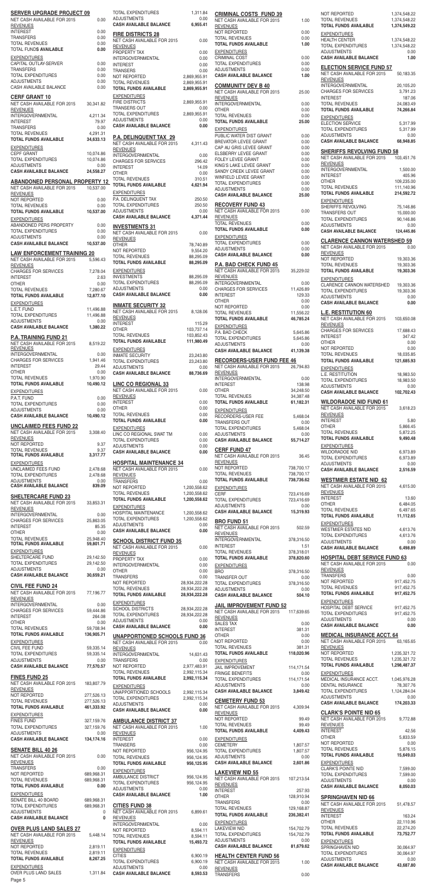## SERVER UPGRADE PROJECT 09

| | |
|---|---|
| NET CASH AVAILABLE FOR 2015 | 0.00 |
| REVENUES | |
| INTEREST | 0.00 |
| TRANSFERS | 0.00 |
| TOTAL REVENUES | 0.00 |
| **TOTAL FUNDS AVAILABLE** | **0.00** |
| EXPENDITURES | |
| CAPITAL OUTLAY-SERVER | 0.00 |
| TRANSFERS | 0.00 |
| TOTAL EXPENDITURES | 0.00 |
| ADJUSTMENTS | 0.00 |
| CASH AVAILABLE BALANCE | 0.00 |

## CERF GRANT 10

| | |
|---|---|
| NET CASH AVAILABLE FOR 2015 | 30,341.82 |
| REVENUES | |
| INTERGOVERNMENTAL | 4,211.34 |
| INTEREST | 79.97 |
| TRANSFERS | 0.00 |
| TOTAL REVENUES | 4,291.31 |
| **TOTAL FUNDS AVAILABLE** | **34,633.13** |
| EXPENDITURES | |
| CEPF GRANT | 10,074.86 |
| TOTAL EXPENDITURES | 10,074.86 |
| ADJUSTMENTS | 0.00 |
| **CASH AVAILABLE BALANCE** | **24,558.27** |

## ABANDONED PERSONAL PROPERTY 12

| | |
|---|---|
| NET CASH AVAILABLE FOR 2015 | 10,537.00 |
| REVENUES | |
| NOT REPORTED | 0.00 |
| TOTAL REVENUES | 0.00 |
| **TOTAL FUNDS AVAILABLE** | **10,537.00** |
| EXPENDITURES | |
| ABANDONED PERS PROPERTY | 0.00 |
| TOTAL EXPENDITURES | 0.00 |
| ADJUSTMENTS | 0.00 |
| **CASH AVAILABLE BALANCE** | **10,537.00** |

## LAW ENFORCEMENT TRAINING 20

| | |
|---|---|
| NET CASH AVAILABLE FOR 2015 | 5,596.43 |
| REVENUES | |
| CHARGES FOR SERVICES | 7,278.04 |
| INTEREST | 2.63 |
| OTHER | 0.00 |
| TOTAL REVENUES | 7,280.67 |
| **TOTAL FUNDS AVAILABLE** | **12,877.10** |
| EXPENDITURES | |
| L.E.T. FUND | 11,496.88 |
| TOTAL EXPENDITURES | 11,496.88 |
| ADJUSTMENTS | 0.00 |
| **CASH AVAILABLE BALANCE** | **1,380.22** |

## P.A. TRAINING FUND 21

| | |
|---|---|
| NET CASH AVAILABLE FOR 2015 | 8,519.22 |
| REVENUES | |
| INTERGOVERNMENTAL | 0.00 |
| CHARGES FOR SERVICES | 1,941.46 |
| INTEREST | 29.44 |
| OTHER | 0.00 |
| TOTAL REVENUES | 1,970.90 |
| **TOTAL FUNDS AVAILABLE** | **10,490.12** |
| EXPENDITURES | |
| P.A.T. FUND | 0.00 |
| TOTAL EXPENDITURES | 0.00 |
| ADJUSTMENTS | 0.00 |
| **CASH AVAILABLE BALANCE** | **10,490.12** |

## UNCLAIMED FEES FUND 22

| | |
|---|---|
| NET CASH AVAILABLE FOR 2015 | 3,308.40 |
| REVENUES | |
| NOT REPORTED | 9.37 |
| TOTAL REVENUES | 9.37 |
| **TOTAL FUNDS AVAILABLE** | **3,317.77** |
| EXPENDITURES | |
| UNCLAIMED FEES FUND | 2,478.68 |
| TOTAL EXPENDITURES | 2,478.68 |
| ADJUSTMENTS | 0.00 |
| **CASH AVAILABLE BALANCE** | **839.09** |

## SHELTERCARE FUND 23

| | |
|---|---|
| NET CASH AVAILABLE FOR 2015 | 33,853.31 |
| REVENUES | |
| INTERGOVERNMENTAL | 0.00 |
| CHARGES FOR SERVICES | 25,863.05 |
| INTEREST | 85.35 |
| OTHER | 0.00 |
| TOTAL REVENUES | 25,948.40 |
| **TOTAL FUNDS AVAILABLE** | **59,801.71** |
| EXPENDITURES | |
| SHELTERCARE FUND | 29,142.50 |
| TOTAL EXPENDITURES | 29,142.50 |
| ADJUSTMENTS | 0.00 |
| **CASH AVAILABLE BALANCE** | **30,659.21** |

## CIVIL FEE FUND 24

| | |
|---|---|
| NET CASH AVAILABLE FOR 2015 | 77,196.77 |
| REVENUES | |
| INTERGOVERNMENTAL | 0.00 |
| CHARGES FOR SERVICES | 59,444.86 |
| INTEREST | 264.08 |
| OTHER | 0.00 |
| TOTAL REVENUES | 59,708.94 |
| **TOTAL FUNDS AVAILABLE** | **136,905.71** |
| EXPENDITURES | |
| CIVIL FEE FUND | 59,335.14 |
| TOTAL EXPENDITURES | 59,335.14 |
| ADJUSTMENTS | 0.00 |
| **CASH AVAILABLE BALANCE** | **77,570.57** |

## FINES FUND 25

| | |
|---|---|
| NET CASH AVAILABLE FOR 2015 | 183,807.79 |
| REVENUES | |
| NOT REPORTED | 277,526.13 |
| TOTAL REVENUES | 277,526.13 |
| **TOTAL FUNDS AVAILABLE** | **461,333.92** |
| EXPENDITURES | |
| FINES FUND | 327,159.76 |
| TOTAL EXPENDITURES | 327,159.76 |
| ADJUSTMENTS | 0.00 |
| **CASH AVAILABLE BALANCE** | **134,174.16** |

## SENATE BILL 40 26

| | |
|---|---|
| NET CASH AVAILABLE FOR 2015 | 0.00 |
| REVENUES | |
| TRANSFERS | 0.00 |
| NOT REPORTED | 689,968.31 |
| TOTAL REVENUES | 689,968.31 |
| **TOTAL FUNDS AVAILABLE** | **0.00** |
| EXPENDITURES | |
| SENATE BILL 40 BOARD | 689,968.31 |
| TOTAL EXPENDITURES | 689,968.31 |
| ADJUSTMENTS | 0 |
| **CASH AVAILABLE BALANCE** | **0** |

## OVER PLUS LAND SALES 27

| | |
|---|---|
| NET CASH AVAILABLE FOR 2015 | 5,448.14 |
| REVENUES | |
| NOT REPORTED | 2,819.11 |
| TOTAL REVENUES | 2,819.11 |
| **TOTAL FUNDS AVAILABLE** | **8,267.25** |
| EXPENDITURES | |
| OVER PLUS LAND SALES | 1,311.84 |
| TOTAL EXPENDITURES | 1,311.84 |
| ADJUSTMENTS | 0.00 |
| **CASH AVAILABLE BALANCE** | **6,955.41** |

## FIRE DISTRICTS 28

| | |
|---|---|
| NET CASH AVAILABLE FOR 2015 | 0.00 |
| REVENUES | |
| PROPERTY TAX | 0.00 |
| INTERGOVERNMENTAL | 0.00 |
| INTEREST | 0.00 |
| TRANSERS | 0.00 |
| NOT REPORTED | 2,869,955.91 |
| TOTAL REVENUES | 2,869,955.91 |
| **TOTAL FUNDS AVAILABLE** | **2,869,955.91** |
| EXPENDITURES | |
| FIRE DISTRICTS | 2,869,955.91 |
| TRANSERS OUT | 0.00 |
| TOTAL EXPENDITURES | 2,869,955.91 |
| ADJUSTMENTS | 0.00 |
| **CASH AVAILABLE BALANCE** | **0.00** |

## P.A. DELINQUENT TAX 29

| | |
|---|---|
| NET CASH AVAILABLE FOR 2015 | 4,311.43 |
| REVENUES | |
| INTERGOVERNMENTAL | 0.00 |
| CHARGES FOR SERVICES | 296.42 |
| INTEREST | 14.09 |
| OTHER | 0.00 |
| TOTAL REVENUES | 310.51 |
| **TOTAL FUNDS AVAILABLE** | **4,621.94** |
| EXPENDITURES | |
| P.A. DELINQUENT TAX | 250.50 |
| TOTAL EXPENDITURES | 250.50 |
| ADJUSTMENTS | 0.00 |
| **CASH AVAILABLE BALANCE** | **4,371.44** |

## INVESTMENTS 31

| | |
|---|---|
| NET CASH AVAILABLE FOR 2015 | 0.00 |
| REVENUES | |
| OTHER | 78,740.89 |
| NOT REPORTED | 9,554.20 |
| TOTAL REVENUES | 88,295.09 |
| **TOTAL FUNDS AVAILABLE** | **88,295.09** |
| EXPENDITURES | |
| INVESTMENTS | 88,295.09 |
| TOTAL EXPENDITURES | 88,295.09 |
| ADJUSTMENTS | 0.00 |
| **CASH AVAILABLE BALANCE** | **0.00** |

## INMATE SECURITY 32

| | |
|---|---|
| NET CASH AVAILABLE FOR 2015 | 8,128.06 |
| REVENUES | |
| INTEREST | 115.29 |
| OTHER | 103,737.14 |
| TOTAL REVENUES | 103,852.43 |
| **TOTAL FUNDS AVAILABLE** | **111,980.49** |
| EXPENDITURES | |
| INMATE SECURITY | 23,243.80 |
| TOTAL EXPENDITURES | 23,243.80 |
| ADJUSTMENTS | 0.00 |
| **CASH AVAILABLE BALANCE** | **88,736.69** |

## LINC CO REGIONAL 33

| | |
|---|---|
| NET CASH AVAILABLE FOR 2015 | 0.00 |
| REVENUES | |
| INTEREST | 0.00 |
| OTHER | 0.00 |
| TOTAL REVENUES | 0.00 |
| **TOTAL FUNDS AVAILABLE** | **0.00** |
| EXPENDITURES | |
| LINC CO REGIONAL SWAT TM | 0.00 |
| TOTAL EXPENDITURES | 0.00 |
| ADJUSTMENTS | 0.00 |
| **CASH AVAILABLE BALANCE** | **0.00** |

## HOSPITAL MAINTENANCE 34

| | |
|---|---|
| NET CASH AVAILABLE FOR 2015 | 0.00 |
| REVENUES | |
| TRANSFERS | 0.00 |
| NOT REPORTED | 1,200,558.62 |
| TOTAL REVENUES | 1,200,558.62 |
| **TOTAL FUNDS AVAILABLE** | **1,200,558.62** |
| EXPENDITURES | |
| HOSPITAL MAINTENANCE | 1,200,558.62 |
| TOTAL EXPENDITURES | 1,200,558.62 |
| ADJUSTMENTS | 0.00 |
| **CASH AVAILABLE BALANCE** | **0.00** |

## SCHOOL DISTRICT FUND 35

| | |
|---|---|
| NET CASH AVAILABLE FOR 2015 | 0.00 |
| REVENUES | |
| PROPERTY TAX | 0.00 |
| INTERGOVERNMENTAL | 0.00 |
| OTHER | 0.00 |
| TRANSFERS | 0.00 |
| NOT REPORTED | 28,934,222.28 |
| TOTAL REVENUES | 28,934,222.28 |
| **TOTAL FUNDS AVAILABLE** | **28,934,222.28** |
| EXPENDITURES | |
| SCHOOL DISTRICTS | 28,934,222.28 |
| TOTAL EXPENDITURES | 28,934,222.28 |
| ADJUSTMENTS | 0.00 |
| **CASH AVAILABLE BALANCE** | **0.00** |

## UNAPPORTIONED SCHOOLS FUND 36

| | |
|---|---|
| NET CASH AVAILABLE FOR 2015 | 0.00 |
| REVENUES | |
| INTERGOVERNMENTAL | 14,631.43 |
| TRANSFERS | 0.00 |
| NOT REPORTED | 2,977,483.91 |
| TOTAL REVENUES | 2,992,115.34 |
| **TOTAL FUNDS AVAILABLE** | **2,992,115.34** |
| EXPENDITURES | |
| UNAPPORTIONED SCHOOLS | 2,992,115.34 |
| TOTAL EXPENDITURES | 2,992,115.34 |
| ADJUSTMENTS | 0.00 |
| **CASH AVAILABLE BALANCE** | **0.00** |

## AMBULANCE DISTRICT 37

| | |
|---|---|
| NET CASH AVAILABLE FOR 2015 | 1.00 |
| REVENUES | |
| INTEREST | 0.00 |
| TRANSERS | 0.00 |
| NOT REPORTED | 956,124.95 |
| TOTAL REVENUES | 956,124.95 |
| **TOTAL FUNDS AVAILABLE** | **956,125.95** |
| EXPENDITURES | |
| AMBULANCE DISTRICT | 956,124.95 |
| TOTAL EXPENDITURES | 956,124.95 |
| ADJUSTMENTS | 0.00 |
| **CASH AVAILABLE BALANCE** | **1.00** |

## CITIES FUND 38

| | |
|---|---|
| NET CASH AVAILABLE FOR 2015 | 6,899.61 |
| REVENUES | |
| INTERGOVERNMENTAL | 0.00 |
| NOT REPORTED | 8,594.11 |
| TOTAL REVENUES | 8,594.11 |
| **TOTAL FUNDS AVAILABLE** | **15,493.72** |
| EXPENDITURES | |
| CITIES | 6,900.19 |
| TOTAL EXPENDITURES | 6,900.19 |
| ADJUSTMENTS | 0.00 |
| **CASH AVAILABLE BALANCE** | **8,593.53** |

## CRIMINAL COSTS FUND 39

| | |
|---|---|
| NET CASH AVAILABLE FOR 2015 | 1.00 |
| REVENUES | |
| NOT REPORTED | 0.00 |
| TOTAL REVENUES | 0.00 |
| **TOTAL FUNDS AVAILABLE** | **1.00** |
| EXPENDITURES | |
| CRIMINAL COST | 0.00 |
| TOTAL EXPENDITURES | 0.00 |
| ADJUSTMENTS | 0.00 |
| **CASH AVAILABLE BALANCE** | **1.00** |

## COMMUNITY DEV B 40

| | |
|---|---|
| NET CASH AVAILABLE FOR 2015 | 25.00 |
| REVENUES | |
| INTERGOVERNMENTAL | 0.00 |
| OTHER | 0.00 |
| TOTAL REVENUES | 0.00 |
| **TOTAL FUNDS AVAILABLE** | **25.00** |
| EXPENDITURES | |
| PUBLIC WATER DIST GRANT | 0.00 |
| BREVATOR LEVEE GRANT | 0.00 |
| CAP AU GRIS LEVEE GRANT | 0.00 |
| ELSBERRY LEVEE GRANT | 0.00 |
| FOLEY LEVEE GRANT | 0.00 |
| KING'S LAKE LEVEE GRANT | 0.00 |
| SANDY CREEK LEVEE GRANT | 0.00 |
| WINFIELD LEVEE GRANT | 0.00 |
| TOTAL EXPENDITURES | 0.00 |
| ADJUSTMENTS | 0.00 |
| **CASH AVAILABLE BALANCE** | **25.00** |

## RECOVERY FUND 43

| | |
|---|---|
| NET CASH AVAILABLE FOR 2015 | 0.00 |
| REVENUES | |
| TOTAL REVENUES | 0.00 |
| **TOTAL FUNDS AVAILABLE** | **0.00** |
| EXPENDITURES | |
| TOTAL EXPENDITURES | 0.00 |
| ADJUSTMENTS | 0.00 |
| **CASH AVAILABLE BALANCE** | **0.00** |

## P.A. BAD CHECK FUND 45

| | |
|---|---|
| NET CASH AVAILABLE FOR 2015 | 35,229.02 |
| REVENUES | |
| INTERGOVERNMENTAL | 0.00 |
| CHARGES FOR SERVICES | 11,426.89 |
| INTEREST | 129.33 |
| OTHER | 0.00 |
| NOT REPORTED | 0.00 |
| TOTAL REVENUES | 11,556.22 |
| **TOTAL FUNDS AVAILABLE** | **46,785.24** |
| EXPENDITURES | |
| P.A. BAD CHECK | 5,645.86 |
| TOTAL EXPENDITURES | 5,645.86 |
| ADJUSTMENTS | 0.00 |
| **CASH AVAILABLE BALANCE** | **41,139.38** |

## RECORDERS-USER FUND FEE 46

| | |
|---|---|
| NET CASH AVAILABLE FOR 2015 | 26,794.83 |
| REVENUES | |
| INTERGOVERNMENTAL | 0.00 |
| INTEREST | 138.98 |
| OTHER | 34,248.50 |
| TOTAL REVENUES | 34,387.48 |
| **TOTAL FUNDS AVAILABLE** | **61,182.31** |
| EXPENDITURES | |
| RECORDERS-USER FEE | 5,468.04 |
| TRANSFERS OUT | 0.00 |
| TOTAL EXPENDITURES | 5,468.04 |
| ADJUSTMENTS | 0.00 |
| **CASH AVAILABLE BALANCE** | **55,714.27** |

## CERF FUND 47

| | |
|---|---|
| NET CASH AVAILABLE FOR 2015 | 36.45 |
| REVENUES | |
| NOT REPORTED | 738,700.17 |
| TOTAL REVENUES | 738,700.17 |
| **TOTAL FUNDS AVAILABLE** | **738,736.62** |
| EXPENDITURES | |
| CERF | 723,416.69 |
| TOTAL EXPENDITURES | 723,416.69 |
| ADJUSTMENTS | 0.00 |
| **CASH AVAILABLE BALANCE** | **15,319.93** |

## BRO FUND 51

| | |
|---|---|
| NET CASH AVAILABLE FOR 2015 | 502.59 |
| REVENUES | |
| INTERGOVERNMENTAL | 378,316.50 |
| INTEREST | 1.51 |
| TOTAL REVENUES | 378,318.01 |
| **TOTAL FUNDS AVAILABLE** | **378,820.60** |
| EXPENDITURES | |
| BRO | 378,316.50 |
| TRANSFER OUT | 0.00 |
| TOTAL EXPENDITURES | 378,316.50 |
| ADJUSTMENTS | 0.00 |
| **CASH AVAILABLE BALANCE** | **504.10** |

## JAIL IMPROVEMENT FUND 52

| | |
|---|---|
| NET CASH AVAILABLE FOR 2015 | 117,639.65 |
| REVENUES | |
| SALES TAX | 0.00 |
| INTEREST | 381.31 |
| OTHER | 0.00 |
| NOT REPORTED | 0.00 |
| TOTAL REVENUES | 381.31 |
| **TOTAL FUNDS AVAILABLE** | **118,020.96** |
| EXPENDITURES | |
| JAIL IMPROVEMENT | 114,171.54 |
| FRINGE BENEFITS | 0.00 |
| TOTAL EXPENDITURES | 114,171.54 |
| ADJUSTMENTS | 0.00 |
| **CASH AVAILABLE BALANCE** | **3,849.42** |

## CEMETERY FUND 53

| | |
|---|---|
| NET CASH AVAILABLE FOR 2015 | 4,309.94 |
| REVENUES | |
| NOT REPORTED | 99.49 |
| TOTAL REVENUES | 99.49 |
| **TOTAL FUNDS AVAILABLE** | **4,409.43** |
| EXPENDITURES | |
| CEMETERY | 1,807.57 |
| TOTAL EXPENDITURES | 1,807.57 |
| ADJUSTMENTS | 0.00 |
| **CASH AVAILABLE BALANCE** | **2,601.86** |

## LAKEVIEW NID 55

| | |
|---|---|
| NET CASH AVAILABLE FOR 2015 | 107,213.54 |
| REVENUES | |
| INTEREST | 257.93 |
| OTHER | 128,910.94 |
| TRANSFERS | 0.00 |
| TOTAL REVENUES | 129,168.87 |
| **TOTAL FUNDS AVAILABLE** | **236,382.41** |
| EXPENDITURES | |
| LAKEVIEW NID | 154,702.79 |
| TOTAL EXPENDITURES | 154,702.79 |
| ADJUSTMENTS | 0.00 |
| **CASH AVAILABLE BALANCE** | **81,679.62** |

## HEALTH CENTER FUND 56

| | |
|---|---|
| NET CASH AVAILABLE FOR 2015 | 1.00 |
| REVENUES | |
| TRANSFERS | 0.00 |
| NOT REPORTED | 1,374,548.22 |
| TOTAL REVENUES | 1,374,548.22 |
| **TOTAL FUNDS AVAILABLE** | **1,374,549.22** |
| EXPENDITURES | |
| HEALTH CENTER | 1,374,548.22 |
| TOTAL EXPENDITURES | 1,374,548.22 |
| ADJUSTMENTS | 0.00 |
| **CASH AVAILABLE BALANCE** | **1.00** |

## ELECTION SERVICE FUND 57

| | |
|---|---|
| NET CASH AVAILABLE FOR 2015 | 50,183.35 |
| REVENUES | |
| INTERGOVERNMENTAL | 20,105.20 |
| CHARGES FOR SERVICES | 3,791.23 |
| INTEREST | 187.06 |
| TOTAL REVENUES | 24,083.49 |
| **TOTAL FUNDS AVAILABLE** | **74,266.84** |
| EXPENDITURES | |
| ELECTION SERVICE | 5,317.99 |
| TOTAL EXPENDITURES | 5,317.99 |
| ADJUSTMENTS | 0.00 |
| **CASH AVAILABLE BALANCE** | **68,948.85** |

## SHERIFFS REVOLVING FUND 58

| | |
|---|---|
| NET CASH AVAILABLE FOR 2015 | 103,451.76 |
| REVENUES | |
| INTERGOVERNMENTAL | 1,500.00 |
| INTEREST | 405.96 |
| OTHER | 109,235.00 |
| TOTAL REVENUES | 111,140.96 |
| **TOTAL FUNDS AVAILABLE** | **214,592.72** |
| EXPENDITURES | |
| SHERIFFS REVOLVING | 75,146.86 |
| TRANSFERS OUT | 15,000.00 |
| TOTAL EXPENDITURES | 90,146.86 |
| ADJUSTMENTS | 0.00 |
| **CASH AVAILABLE BALANCE** | **124,445.86** |

## CLARENCE CANNON WATERSHED 59

| | |
|---|---|
| NET CASH AVAILABLE FOR 2015 | 0.00 |
| REVENUES | |
| NOT REPORTED | 19,303.36 |
| TOTAL REVENUES | 19,303.36 |
| **TOTAL FUNDS AVAILABLE** | **19,303.36** |
| EXPENDITURES | |
| CLARENCE CANNON WATERSHED | 19,303.36 |
| TOTAL EXPENDITURES | 19,303.36 |
| ADJUSTMENTS | 0.00 |
| **CASH AVAILABLE BALANCE** | **0.00** |

## L.E. RESTITUTION 60

| | |
|---|---|
| NET CASH AVAILABLE FOR 2015 | 103,650.08 |
| REVENUES | |
| CHARGES FOR SERVICES | 17,688.43 |
| INTEREST | 347.42 |
| OTHER | 0.00 |
| NOT REPORTED | 0.00 |
| TOTAL REVENUES | 18,035.85 |
| **TOTAL FUNDS AVAILABLE** | **121,685.93** |
| EXPENDITURES | |
| L.E. RESTITUTION | 18,983.50 |
| TOTAL EXPENDITURES | 18,983.50 |
| ADJUSTMENTS | 0.00 |
| **CASH AVAILABLE BALANCE** | **102,702.43** |

## WILDORADOE NID FUND 61

| | |
|---|---|
| NET CASH AVAILABLE FOR 2015 | 3,618.23 |
| REVENUES | |
| INTEREST | 5.80 |
| OTHER | 5,866.45 |
| TOTAL REVENUES | 5,872.25 |
| **TOTAL FUNDS AVAILABLE** | **9,490.48** |
| EXPENDITURES | |
| WILDORADOE NID | 6,973.89 |
| TOTAL EXPENDITURES | 6,973.89 |
| ADJUSTMENTS | 0.00 |
| **CASH AVAILABLE BALANCE** | **2,516.59** |

## WESTMIER ESTATE NID 62

| | |
|---|---|
| NET CASH AVAILABLE FOR 2015 | 4,615.00 |
| REVENUES | |
| INTEREST | 13.60 |
| OTHER | 6,484.05 |
| TOTAL REVENUES | 6,497.65 |
| **TOTAL FUNDS AVAILABLE** | **11,112.65** |
| EXPENDITURES | |
| WESTMIER ESTATES NID | 4,613.76 |
| TOTAL EXPENDITURES | 4,613.76 |
| ADJUSTMENTS | 0.00 |
| **CASH AVAILABLE BALANCE** | **6,498.89** |

## HOSPITAL DEBT SERVICE FUND 63

| | |
|---|---|
| NET CASH AVAILABLE FOR 2015 | 0.00 |
| REVENUES | |
| TRANSFERS | 0.00 |
| NOT REPORTED | 917,452.75 |
| TOTAL REVENUES | 917,452.75 |
| **TOTAL FUNDS AVAILABLE** | **917,452.75** |
| EXPENDITURES | |
| HOSPITAL DEBT SERVICE | 917,452.75 |
| TOTAL EXPENDITURES | 917,452.75 |
| ADJUSTMENTS | 0.00 |
| **CASH AVAILABLE BALANCE** | **0.00** |

## MEDICAL INSURANCE ACCT. 64

| | |
|---|---|
| NET CASH AVAILABLE FOR 2015 | 63,165.65 |
| REVENUES | |
| NOT REPORTED | 1,235,321.72 |
| TOTAL REVENUES | 1,235,321.72 |
| **TOTAL FUNDS AVAILABLE** | **1,298,487.37** |
| EXPENDITURES | |
| MEDICAL INSURANCE ACCT. | 1,045,976.28 |
| DENTAL INSURANCE | 78,307.76 |
| TOTAL EXPENDITURES | 1,124,284.04 |
| ADJUSTMENTS | 0.00 |
| **CASH AVAILABLE BALANCE** | **174,203.33** |

## CLARK'S POINTE NID 65

| | |
|---|---|
| NET CASH AVAILABLE FOR 2015 | 9,772.88 |
| REVENUES | |
| INTEREST | 42.56 |
| OTHER | 5,833.59 |
| NOT REPORTED | 0.00 |
| TOTAL REVENUES | 5,876.15 |
| **TOTAL FUNDS AVAILABLE** | **15,649.03** |
| EXPENDITURES | |
| CLARK'S POINTE NID | 7,599.00 |
| TOTAL EXPENDITURES | 7,599.00 |
| ADJUSTMENTS | 0.00 |
| **CASH AVAILABLE BALANCE** | **8,050.03** |

## SPRINGHAVEN NID 66

| | |
|---|---|
| NET CASH AVAILABLE FOR 2015 | 51,478.57 |
| REVENUES | |
| INTEREST | 163.24 |
| OTHER | 22,110.96 |
| TOTAL REVENUES | 22,274.20 |
| **TOTAL FUNDS AVAILABLE** | **73,752.77** |
| EXPENDITURES | |
| SPRINGHAVEN NID | 30,064.97 |
| TOTAL EXPENDITURES | 30,064.97 |
| ADJUSTMENTS | 0.00 |
| **CASH AVAILABLE BALANCE** | **43,687.80** |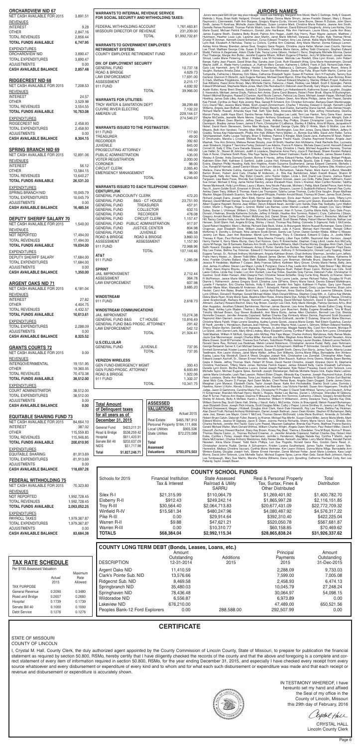## ORCHARDVIEW HID 67

| | |
|---|---|
| NET CASH AVAILABLE FOR 2015 | 3,891.51 |
| **REVENUES** | |
| INTEREST | 9.28 |
| OTHER | 2,847.16 |
| TOTAL REVENUES | 2,856.44 |
| **TOTAL FUNDS AVAILABLE** | **6,747.95** |
| **EXPENDITURES** | |
| ORCHARDVIEW HID | 3,890.47 |
| TOTAL EXPENDITURES | 3,890.47 |
| ADJUSTMENTS | 0.00 |
| **CASH AVAILABLE BALANCE** | **2,857.48** |

## RIDGECREST NID 68

| | |
|---|---|
| NET CASH AVAILABLE FOR 2015 | 7,208.53 |
| **REVENUES** | |
| INTEREST | 24.57 |
| OTHER | 3,529.98 |
| TOTAL REVENUES | 3,554.55 |
| **TOTAL FUNDS AVAILABLE** | **10,763.08** |
| **EXPENDITURES** | |
| RIDGECREST NID | 2,458.93 |
| TOTAL EXPENDITURES | 2,458.93 |
| ADJUSTMENTS | 0.00 |
| **CASH AVAILABLE BALANCE** | **8,304.15** |

## SPRING BRANCH NID 69

| | |
|---|---|
| NET CASH AVAILABLE FOR 2015 | 12,891.06 |
| **REVENUES** | |
| INTEREST | 56.12 |
| OTHER | 13,584.15 |
| TOTAL REVENUES | 13,640.27 |
| **TOTAL FUNDS AVAILABLE** | **26,531.33** |
| **EXPENDITURES** | |
| SPRING BRANCH NID | 10,045.79 |
| TOTAL EXPENDITURES | 10,045.79 |
| ADJUSTMENTS | 0.00 |
| **CASH AVAILABLE BALANCE** | **16,485.54** |

## DEPUTY SHERIFF SALARY 70

| | |
|---|---|
| NET CASH AVAILABLE FOR 2015 | 1,540.00 |
| **REVENUES** | |
| NOT REPORTED | 17,494.00 |
| TOTAL REVENUES | 17,494.00 |
| **TOTAL FUNDS AVAILABLE** | **19,034.00** |
| **EXPENDITURES** | |
| DEPUTY SHERIFF SALARY | 17,684.00 |
| TOTAL EXPENDITURES | 17,684.00 |
| ADJUSTMENTS | 0.00 |
| **CASH AVAILABLE BALANCE** | **1,350.00** |

## ARGENT OAKS NID 71

| | |
|---|---|
| NET CASH AVAILABLE FOR 2015 | 6,181.04 |
| **REVENUES** | |
| INTEREST | 27.82 |
| OTHER | 4,404.75 |
| TOTAL REVENUES | 4,432.57 |
| **TOTAL FUNDS AVAILABLE** | **10,613.61** |
| **EXPENDITURES** | |
| ARGENT OAKS NID | 2,288.09 |
| TOTAL EXPENDITURES | 2,288.09 |
| ADJUSTMENTS | 0.00 |
| **CASH AVAILABLE BALANCE** | **8,325.52** |

## GRANTS COURTS 72

| | |
|---|---|
| NET CASH AVAILABLE FOR 2015 | 0.00 |
| **REVENUES** | |
| INTERGOVERNMENTAL | 19,151.95 |
| OTHER | 19,360.05 |
| TOTAL REVENUES | 70,470.38 |
| **TOTAL FUNDS AVAILABLE** | **38,512.00** |
| **EXPENDITURES** | |
| COURT ADMINISTRATION | 38,512.00 |
| TOTAL EXPENDITURES | 38,512.00 |
| ADJUSTMENTS | 0.00 |
| **CASH AVAILABLE BALANCE** | **0.00** |

## EQUITABLE SHARING FUND 73

| | |
|---|---|
| NET CASH AVAILABLE FOR 2015 | 84,664.10 |
| **REVENUES** | |
| INTEREST | 387.02 |
| OTHER | 115,559.83 |
| TOTAL REVENUES | 115,946.85 |
| **TOTAL FUNDS AVAILABLE** | **200,610.95** |
| **EXPENDITURES** | |
| EQUITABLE SHARING | 81,913.69 |
| TOTAL EXPENDITURES | 81,913.69 |
| ADJUSTMENTS | 0.00 |
| **CASH AVAILABLE BALANCE** | **118,697.26** |

## FEDERAL WITHHOLDING 75

| | |
|---|---|
| NET CASH AVAILABLE FOR 2015 | 70,323.80 |
| **REVENUES** | |
| NOT REPORTED | 1,992,728.45 |
| TOTAL REVENUES | 1,992,728.45 |
| **TOTAL FUNDS AVAILABLE** | **2,063,052.25** |
| **EXPENDITURES** | |
| PAYROLL TAXES | 1,979,367.87 |
| TOTAL EXPENDITURES | 1,979,367.87 |
| ADJUSTMENTS | 0.00 |
| **CASH AVAILABLE BALANCE** | **83,684.38** |

## TAX RATE SCHEDULE

Per $100 Assessed Valuation

| | Actual 2015 | Maximum Rate Allowed |
|---|---|---|
| TAX PURPOSE | | |
| General Revenue | 0.2090 | 0.3480 |
| Road and Bridge | 0.2657 | 0.2660 |
| Hospital | 0.1739 | 0.1739 |
| Senate Bill 40 | 0.1000 | 0.1000 |
| Debt Service | 0.1276 | 0.1276 |

## WARRANTS TO INTERNAL REVENUE SERVICE FOR SOCIAL SECURITY AND WITHHOLDING TAXES:

| | |
|---|---|
| FEDERAL WITHHOLDING ACCOUNT | 1,761,463.81 |
| MISSOURI DIRECTOR OF REVENUE | 231,239.00 |
| TOTAL | $1,992,702.81 |

## WARRANTS TO GOVERNMENT EMPLOYEE'S RETIREMENT SYSTEM:

| | |
|---|---|
| COUNTY EMPLOYEE RETIREMENT FUND | 359,201.47 |

## DIV. OF EMPLOYMENT SECURITY

| | |
|---|---|
| GENERAL FUND | 10,737.18 |
| ROAD & BRIDGE | 4,629.73 |
| LAW ENFORCEMENT | 17,691.00 |
| ASSESSMENT | 2,215.17 |
| 911 FUND | 4,692.92 |
| TOTAL | 39,966.00 |

## WARRANTS FOR UTILITIES:

| | |
|---|---|
| TROY WATER & SANITATION DEPT | 38,299.48 |
| CUIVRE RIVER ELECTRIC | 7,102.22 |
| AMEREN UE | 229,144.57 |
| TOTAL | 274,546.27 |

## WARRANTS ISSUED TO THE POSTMASTER:

| | |
|---|---|
| 911 FUND | 117.60 |
| TREASURER | 49.00 |
| RECORDER | 392.60 |
| JUVENILE | 845.00 |
| PROSECUTING ATTORNEY | 146.00 |
| PUBLIC ADMINISTRATION | 435.00 |
| VOTER REGISTRATION | 2,000.00 |
| CORONER | 98.00 |
| CIRCUIT CLERK | 2,065.40 |
| EMERGENCY MANAGEMENT | 98.00 |
| TOTAL | 6,246.60 |

## WARRANTS ISSUED TO EACH TELEPHONE COMPANY:

**CENTURYLINK**

| | | |
|---|---|---|
| GENERAL FUND | COUNTY CLERK | 472.20 |
| GENERAL FUND | B&G - CT HOUSE | 23,751.93 |
| GENERAL FUND | TREASURER | 457.91 |
| GENERAL FUND | COLLECTOR | 632.15 |
| GENERAL FUND | RECORDER | 478.08 |
| GENERAL FUND | CIRCUIT CLERK | 1,157.47 |
| GENERAL FUND | PUBLIC ADMINISTRATION | 917.97 |
| GENERAL FUND | JUSTICE CENTER | 804.86 |
| GENERAL FUND | JUVENILE | 486.58 |
| ROAD & BRIDGE | ROAD & BRIDGE | 3,860.33 |
| ASSESSMENT | ASSESSMENT | 1,157.90 |
| 911 FUND | | 72,968.96 |
| | TOTAL | 107,146.48 |

**AT&T**

| | |
|---|---|
| 911 FUND | 1,285.08 |

**SPRINT**

| | |
|---|---|
| JAIL IMPROVEMENT | 2,712.44 |
| ASSESSMENT | 364.78 |
| LAW ENFORCEMENT | 607.98 |
| TOTAL | 3,685.20 |

**WINDSTREAM**

| | |
|---|---|
| 911 FUND | 2,618.73 |

**WINDSTREAM COMMUNICATIONS**

| | | |
|---|---|---|
| JAIL IMPROVEMENT | | 10,274.38 |
| GENERAL FUND B&G | CT HOUSE | 10,816.49 |
| GENERAL FUND B&G PROSC. ATTORNEY | | 291.42 |
| LAW ENFORCEMENT | | 542.12 |
| | TOTAL | 21,924.41 |

**U.S.CELLULAR**

| | | |
|---|---|---|
| GENERAL FUND | JUVENILE | 737.95 |
| | TOTAL | 737.95 |

**VERIZON WIRELESS**

| | |
|---|---|
| GEN FUND-EMERGENCY MGMT | 393.43 |
| GEN FUND-PROSC. ATTORNEY | 6,693.89 |
| ROAD & BRIDGE | 1,922.06 |
| 911 FUND | 1,332.37 |
| TOTAL | 10,341.75 |

| Total Amount of Delinquent taxes for all years as of December 31, 2015 | | ASSESSED VALUATIONS | Actual 2015 |
|---|---|---|---|
| General Fund | $423,211.31 | Real Estate | $465,787,913 |
| Road & Bridge | $538,259.42 | Personal Property | $164,111,466 |
| Hospital | $611,420.91 | Local Utilities | $905,536 |
| Senate Bill 40 | $202,637.09 | State Utilities | $72,270,586 |
| NIDS | $51,717.98 | **Total Assessed** | |
| **Total** | **$1,827,246.71** | **Valuations** | **$703,075,503** |

## JURORS NAMES

Jurors were paid $20.00 per day plus mileage: David Lee Mattingly, Margaret Ann Wood, Mark C Gettinger, Holly E Gossett, Melinda L Rosa, Brian Keith Hellgeth, Vincent Jay Baker, Donna Marie Struum, James Franklin Stewart, Mary L Brauer, Raymond L Czerwinski, Faith Ann Sturgess, Gregory Wayne Curtis, Vincent Gene Brune, Steven R Dubois, John Glenn Smith, James R Kershaw, Michelle Joann Mathews, Susan Lorraine Mach, Christina Marie Roberts, Jeanne Ann Smith, Danielle Renee Rockwell, Thomas Patrick Walsh, Lesa Ann Stedman, David Edmund Dougherty, Anna Lee Grimes, Marie Guard, Michael Patrick Freebourn, Donald John Hartbauer, Rita Ann Hartmann, Laurie Klosa, Leslie Ann Boaz, James Eugene Booth, Deelena Betty Brand, Patrice Ann Hagen, Judith Mary Ferry, Ryan Wayne Jackson, Matthew J Hutchison, Heather Louis Lutz, Laverne Jean Martin, Janet Marie Mitchell, Vanessa Ann Pullen, Kyle Thomas Flowell, Crystal R Amman, Kenneth David Schloman, Cyrus Edward Thrasher, Amy Lea Zamek, Kellie Marie McRoberts, Tamara Lynn Ball, Elizabeth A Nicholas, Tracey Lu Conrers, Cynthia Ann Crabtree, Amy Marie Warner, Donna Kataoya Lemon, Ashley Anne Masey, Brandon James Seal, Gregory Gene Rogers, Christina Joyce Keller, Marian Jean Combs, Steven Lee Tinsil, Matthew George Crite, Susan D Schroeder, Christina Marie Vance, Jeffrey Todd Champion, Stephen Edward Rudd, Patricia A Ziegelmeier, Adam Clyde Cole, Tricia Lynne Gibson, Herbert L Reno, Stephanie Michelle Morrow, Daniel Paul Thebarge, Margie Ann Butler, Jennifer Eugenia Wilson, William Eugene O'Hanlon, Jerry M Gillespie, Joseph James Stroud, Leslie Marie Pickering, Brian J Walker, Lisa M Hormeier, Melinda Lee Rowlett, Dina Lynn Kinion, John Robert Range, Kathy Jean Plaack, David Brian Ray, Sandra Jean Cook, Ruth Elizabeth Wing, Gina Marie Wiedenmann, Donald Wayne Joliff, Jr., Wade Henry Lovelace, Jr., Kathryn Mary Carson, Katherine L Gifford, Frank A Doll, Richard Dale Hahn, Gary Lee Hammett, Jerry W Kesling, Harold C Kesterman, Rebbecca L Delmaek, Douglas Eugene Roan, Arlene B Vaughn, Barbara Amelia Zeiss, Judith A Vorce, Karen Sue Wiechester, Zenda Kay Pitts, Bryan Keith Martin, Connie Lee Turbeville, Catherine L Mooney, Dirk Sibre, Catherine Elizabeth Taylor, Susan B Frentzel, Vern H Forsythe, Tammy Sue Garland, Glennon H Dibrecht, Jack Eugene Ramsey, Michael David Barron, Ethel Kay Barron, Barbara Jean Borman, Brian S Clark, Matthew Fitzgibbons, Richard Monroe Lawson, Jr., Samuel Edward Mayberry, Stanley William Propst, Katherine Zoe Williams, Hazel Anne Brown, Mary Michelle Hahn, Rebecca J Hawk, Rodney Lee Niblett, Steve E Scowden, Patrick Edward Whitehead, Stephanie Marie Jones, Mark Otis Reinebach, Deborah Jean Brandly, Gary Wayne Janowski, Joshua Austin Butler, Korey Brent Sheets, Sandra C Scyhowski, Jennifer Lyn Hallenbeck, Katherine Susan Laughlin, Douglas E Havenstick, Michael James Doyle, Patricia Ann Arrow, Diane Carol Bowen, Robert Peter Brodt, Wayne M Buckingham, Robert Mitchell Byington, Russell G Cannon, April Nicole Cannon, Patricia Lou Davis, Michael Joseph Hagan, Michael Dale Hosting, James Dale Lilley, Aaron Michael Martin, Richard Dodson Owen, Ann Marie Phillips, Jamie Ann Powell, Sandra Kay Pirnell, Cynthia Jo Reel, Kyle Jeremy Rea, Gerald R Schwent, Eric Christian Schnoeter, Barbara Dawn Steinbrugge, Cory David Tiller, Jessica Marie Webb, Scott Joseph Zimmermann, Charles T Worsley, Edward C Gough, Kenneth Lydell Williams, Angela Jean Bufford, Joshua William Drexel, Beverly Jean Guller, Samantha Diane Garrett, Jake Denise Hough, Richard Martin Russell, Amanda Kaye Hall, Seth Tyler Bella, Annette Michelle Gill, Kyle Jeffrey Hausenbeck, Jesse Marion Parks, Judith Kaye Ebert, Sandra Renee Addes, Douglas Lee Ladd, Terri Lee Hanlon, Terry Gene Kiser, James Wayne McCardle, Jeanette Marie Menne, Vaughn Anthony Grieshaber, Linda D Holeman, Sherry Lynn Albright, Dale A Ghiglione, William Dean Blanton, Jeffrey Dean Crank, Anthony Ray Phillips, Shawn Christopher Lyons, Gerald Elmer Davenport, Bradley James Corum, James E Penn, Christopher D LeBeaux, Stanley A Dibbins, Alice M Myers, Jacqueline K Nickel, David Kevin Stevenson, Sarina Mae Marquis, Randall George Clyde, Billy D Hinkle, Mark G Molitor, Lisa Ann Meyers, Beth Ann Vandiver, Timothy Allen Willis, Shirley K Worthington, Lisa Ann Jones, Dena Marie Wittich, Jeffrey K Graddy, Teresa Kay Hakenewerth, Phyllis Ann Hall, William Henry Mahler, Jr., Bonnie Sue Mills, David John Peller, Tunica Tallchiefwomack, Kathy Louise Tuyrgny, Brian S Trotterly, Patricia D Kreger, Mark David Jane, Katherine M Nash, Robert D Dmohundro, Marsha L Crowell, Michael Ray Henry, Eugene Fredric Kautz, Charles Raymond Kinder, Angela Jean Mashek, Tina Ann Simons, Melissa Renee Stoutay, Joan M Smith, Heather Ann McAdams, Heidi Rachelle Box, Lucresia Jean Stirebeck, Virginia F Taormina-Farley, Deborah Lee Adams, Francis R Adams, Michelle Dawn Carroll, Kenneth Edward Cornell III, Sally C Ellis, Cara Danielle Gleaves, Carolyn K Gray, Christine L Hasty, Michael Augustine Hennesey, Thomas Lee Heller, Sr., Steven M Johnson, Judith A Lovelace, Stephanie Anne Perry, Joyce E Ramsted, Shawn Keister Ratland, Dale A Rover, Charlene Smith Rose, Rita Faye Tapley, Dennis Robert Vetmeier, Karlin A E Rufsatz, James Steven Eaklor, Wesley A Grisler, Anita Damario Gordon, Bonnie K Hanks, Jeffrey Edward Henley, Kathy Marie Lindsey, Bridget Pollack, Kathleen Ellen Pietl, Kathleen S Sanford, Judith Louise Holt, Kimberly Michelle Sparks, Dale E Hatler, Christine Marie Evans, Stephen Phillip Reading, Kelly Ann Hopkins, Kristin Suzanne Southerland, James Edward Clements, Michelle L Cox, Ronald M Hamlet, Jewell Carolyn Moser, Vicki Lynn Metzer, Robert Louis Huffman, Nancy Darlene Otis, Kristina Lynn Wallace, Dana Michelle Cullins, Kenneth Gerard White, Jo A Richardson, Takata Parker, Mark Aaron Lofland, Meredith Barbee Brown, Hubert Jerold Cato, Charles M Anderson, Jr., Rita Kay Barkdorow, Adam Everett Brauer, Shawn M Braungardt, Kelly Ann Yates, Ray Eldon Creech, John Hunter Dalyon, Linda L Doll, David Lee Downs, Joshua Robert Ferguson, Lee Marie Freer, Rhonda Sue Golden, Angela Eileen Grimek, Jason Lee Grills, Pattie Dean Hoffmann, Karen Sue Inman, Michael S King, Janie Nichol Kantzy, Janice Elizabeth Knox, Doris L Kruckel, Allen Carlton Koesler, Linda Renee Mahawald, Holly Lynn Moss, Laura L Myers, Amy Nicole Palaczuk, Michelle L Pettig, Mark Daniel Pierce, Kent Arthur Pau III, Joann Goldie Scott, Emanuel A Shrock, William Corey Simpson, Lauren G Gudstadt-Holland, Hannah Rae Curtis, Ashley Dawn Tracy, William E Thomas, Kevin Lee Thompson, Tabitha Lanae Thomas, Curtis Elvis Vaughn, Bryan Matthew Wacker, Megan Elizabeth Scanlon, Terrie Margaret Whipple, Franklin Arnold Wood, Thomas W Owen, James Scott Zenker, Richard Joseph Daires, Joseph Allen Eddy, Norma Jean Feddersen, Dorie Jean Hubert, Joann Rose Lewis, Tiffany Lynn Manard, Dennis Michael Vienee, Teresa Lynn Blankenship, Ginette Rita Stieger, Jamie Lynn Gower, Elizabeth Ann Ashbaum, Albert Eugene Haystell, Bonnie Jean Wilder, Devyn Edward Ewell, Jennifer Lynn Sands, Dale Ray Sedbury, Lynn Walton Cotton, Martin L Rogers, Roger L Groner, Walter Lee Barnes, Loren Warren Luckett, Phillip Joseph Cox, Gary William Sykes, Darian L Uhlmeyer, William L Clifton, Cynthia B Swanson, Alan R Turner, Cynthia Marie Kelly, Gary Dale Thomas, Donald J Heltman, Brenda Katherine Schulte, Jeffrey A Hedrix, Heather Ann Timmins, Robert L Cryts, Catherine J Dixon, Gregory Arnold Berndt, William Robert McMurray 2nd, Daniel Shaw, Carla Estelle Crain, Karen L Bretscher, Michael W Hill, Nancy Caroline Hale, Lisa Ann Broyles, Michelle Lisa Nanrall, Scott Steven Pelkey, Robert Warren Nichols, Nathan Lee Scheets, Scott Glenn Hoff, Ronald M Gray, Stacey Lyn Chang, Cody Dale Roy Sofong, Connie Jo Wells, Debra Elaine Pagh, David Robert Neighbor, Marci L Bishop, Richard Dale Beck, Vickie Jo Braungardt, Melvin Robert Boellbrenner, Gene Clinton Chapman, Jean Elizabeth Dove, William Joseph Drosewski, Julie A Fusnel, Michael Kent Hamilton, Ronald Clifton McKinney II, Dorothy L Schaper, Nina Janiece Scott-Simon, Sandy Lea Turner, Daniel Gordon Wales, Wilber C Weaver, Jeremy Len Bass, Jean Ann Boekker, Mandi Lynn Birnsegan, Tracy S Cleveland, Edward O Dykes, Jr., Joetta Miller, Theresa K Ryan, Paul Richard Drakewerd, Nina Maxine Finnerty, Lillian Faye Griffith, Raymond Alan Harrison, Joseph Henry Hunter II, Kerry Marie Warns, Gary Earl Koonce, Gary R Kesemeister, Stephen Craig Lillard, Leslie Ann McCarty, Joyce M Hunger, Van B Samuels, Barbara Ann Smith, Lisa Marie Williams, Mark Charles Worley, Douglas Alvin Clark, David Keith Howard, Douglas James Kinkaman, Annie D Purlee, Sandra Sue Burkes, Paul Dean Cruder, Benjamin Floyd Davis, Roy Lee Fnokes, Bettina Rae Hohman, Edward C Hoenseneveer, Anthony R Schaiferspalt, Donald Larry Topping, Andrew Eugene Tomazi, Sr., Richard Anthony Wohlmann, Angela Kathleen Brown, Chad Anthony Sherman, Jennifer Lynn Jeffers, Frank Henry Kister, Jr., Steven Todd Miller, Edward James Ottmer, Michael Allen Wade, Stacy Lea Wilkes, Katherine M Arter, Franklin Charles Ballard, Mary Beth Baldwin, Stephanie Lynn Bowman, Michelle Bruns, Stephen W Buchanan, Jessica R Hedelker, Matthew T Casper, Betty Frances Gifford, Kathleen Mary Gonnor, Christy Marie Henke, Betty Jane Jost, James A Lefteler, Steven Lee Mayor, Lynda E Pongracz, Dana A Ray, Leslie Ann Roberts, Todd Steven Tiller, Michael C West, Kevin Wayne Brooks, Joan Marie Broyles, Gerald Wayne Bush, Robert Bryan Cullen, Rita Sue Cusumano, Lewis Collins, Linda Kay Crader, Lori Ann Duckett, Lisa Kay Eriks, Saundra Gray Farrow, Deborah Fuller, Christopher G Gardner, Scott Alden Hansen, Allen Dwayne Hart, Christina Terese Schreiter, Greg Curtis King, Beverly Jo Kramer, Glenn R Kristiansen, Janice Marie Mathis, Mark Edward Moore, Tracy Lynne Lewis, Jeanne Richards Morris, Nancy M Pruitt, Dianne L Rothermich, James Gregory Scott, Christine June StPierre, Sherry Marie Varnell, Dennis Edward Wohlmann, Lynette P Hampton, Eric Charles Nichols, Holly E Rikard, Jennifer Ann Taylor, Kathleen H Payton, Gary Lynn Grisham, Jennifer Marie Allan, Manuela M Anderson, Alvin T Achelpohl, Patrick James Howell, Cindy Louise Hammer, Brian John Hecker, Carol Ann Bates, Braden Scott Ham, Latoya April Bauman, Anna Starita Dallas, Jack Lawrence Gillespie, Diana Lynn O'Brien, Donald E Roettger, Gerald Michael Waller, Mark Donald Wilmes, Stephen Ursuly, Earl Gay Wehde, Debra Marie Ryan, Kristy Marie Saxe, Beatrice Ellen Rowe, Arlena Marie Dye, Ashley N Dobes, Virginia K Reese, Christina Janel Scarborough, Barbara W Kautz, Kenneth Leroy Jaspering, David Michael Schorsch, David A Glascott, Richard C Allmann, Zachary Howard Bechtol, Stacy Kay Brown, Carolyn Lea Click, Kelly Marie Alberigh, Patricia Geneva Arts, Bret Alan Augustus, Jonathan Edward Bartolomeo, Norman Duane Bauer, Lisa Ann Bradley, Nicole Dillon Craig, Roxy Kay Ray Bedl, Ashley Lynn Baston, Thelma L Bosekten, Victoria Lynn Boechert, Bobby Eugene Broadbent, Tina M Boyd, Timothy Michael Brown, Ryan Lee Bruenderman, Ann Marie Burke, James Allen Clarkson, Jamie Lynn Cole, Brenda Ronnette Creason, Jennifer Amanda Copeland, Nathan Charles Gay, Kimberly Allison Dennis, Raymond Scott Doussard, Raymond Allen Dierner, Jerome J Dickherber, Amanda Nichole Eckhardt, Jennifer D Dulaney, Shannon Marie Elterman, Christine Marie Faletti, Virgie Lorene Geeding, Audrey Lorene Gorski, Jessica Marie Gorski, Neil Edwin Gudehus, Carolyn M Hariff, Jennifer L Henderson, Barbara Jean Holmes, Timothy Wayne Hurst, Lauren L Gibson, William Edward Harkins, Sherry Sharon Barton, Danielle Lynn Ingenssa, Pamela Jo Jennings, Maggie Natalie Key, Carol Ann Knoerle, Monique R La Grand, John Damien Lane, Mary Alma Lindsey, Mary Elizabeth Looney, Cynthia F Martin, Joyce Ann Lyons, Christopher Todd Mathews, William K McNutt, George John McNay, Rita Faye Meyer, Charles Andrew Miller, Michelle Renee Morris, Joyce Sue Mannemeyer, Joseph Charles Miller, Kenneth Joe Miller, Meghan Anne Moran, Kendall Parrish Newsleim, Alicia Marie Drexel, Scott M Parmeter, Theresa Sue Parham, Todd Kevin Phillips, Aubrey Lauren Bowles, Edward Lance Halliwell, Ronald Gene Reu, Richard Lee Redshaw, Melvin Leland Robertson, Christopher Jerome Rudat, Betty Jean Rohrmann, Georgia Benjamin Sarver II, Carl Michael Sansone, Denise A Schupmann, Matthew P Schrader, Gerald A Simons, Russell Emmett Sommerfeld, Kristen Lucena Southerland, Susan Elizabeth Smith, Denny Don Stotz, James Taylor, Alecia Louise Twellmann, Kim Leann Vickers, Janet Marie Welter, Jeffrey Don Williams, Donna Marie Wilga, Bernadette Ann Winters-Easley, Laura Kay Woodruff, David A Wood, Douglas Joseph York, Christopher Lee Zumwalt, Christopher Allen Fuelz, Edward Joseph Aschoff, Sr., Steven Ernest Hermbler, Natalie Ellen Bausch, Kathryn Anne Owens, Mandy Dawn Bentley, Gayla A Steele, Jeffrey Thomas Stark, Robert W Sloan, David Harold Christine, Joseph Kaylor, Dale J Capsdein, Christine Hutcheson, Tiffany Marie Jones, Nicholas Patrick Kaplan, James Edward Kelly, Carrie Elisabeth LaPosiane, Danielle Lynn Deem, Bertha Beatrice Lucero, Daniel Joseph Rainwater, Kyle Robert Presley, David Jean Tetrick, Michelle Taylor, Michael Eugene Spies, Kenneth Joseph Stonebarger, Belinda Michelle Noyes-Vick, Kayla Marie Leitner, Jamie Marie Umhoefer, Leah Rae Lawson, Robert Elden Chapin, Miranda Kay Creamer, Joseph Raymond Kaiser, Emilie Rees Lovelace, Sheila Ann Massey, Tonia Lee Hoskins, Franklin Wayne Pannell, Nicholas N Glover, Clinton Carl Bechtel, Janet Motz Cole, Deann D Prange, April Dawn Mullen, Cheri Renee Byas, Angela Dawn Duggard, Dante James Dixon, Meaghan Lynn Mazzaci, Elizabeth Davis, Taylor Joseph Bauer, Katie Ann Hochstedler, Stanley Scott Lukas, Dorinda L Hawkins, Karen U Kohn, Wendy S Sloan, Jeanette Lee Bearden, Lisa Victoria Hamlett, Susan Ann Hagemann, Timothy M Judge, Jason D Gammon, Caroline Marie Fox, Christopher R Pruden II, Jason Todd Whited, Tammy Lynn Deutsch, Arthur H Schermeier, Brandon Michael Henry, Martin L Rogers, Walter Lee Barnes, Darian L Uhlmeyer, Sheryllee M Gibbons, Alan R Turner, Patricia Ann Voegel, Deanna R Misunaco, Heather Ann Timmins, Catherine J Dixon, Gregory Arnold Berndt, Shirley M Adcock, Betty A McNew, Karen L Bretscher, William H Williamson, Jimmy Dewayne Tracy, Sandra Kay Olds, William Dennis Bay, Scott Glenn Hall, Shirley J Vancil, Kelly L McComas, Vickie Jo Braungardt, Melvin Russell Buchanan, Jean Elizabeth Dove, Joseph Dick Intravia, Scott Douglas Miller, Cathy J Roper, Lonnie Smithey III, Jeremy Len Bass, Paul Richard Drakewerd, Megan J Kobedl, Douglas Alvin Clark, Kevin Dale Hasekinin, Jesse Lee Fnokes, Bettina Fay Hohman, Allan David Pruitt, Richard Anthony Wohlmann, Daniel Joseph Bellman, Jason Dean Kinder, Stephen W Buchanan, Betty Jane Jost, Steven Lee Mayor, Conny F McCord, Thomas Steven McDonald, Linda Marie Burkhart, Amanda Jo Schaffer, Robert Dean Calvin, Deborah Fuller, Beverly Jo Kramer, Mark Edward Moore, Susan Christine Morris, Heather Nicole Duke, Edward Moore, Jessica M Gigleski, Jason E Owen, Joanna Patricia Richardson, Sherry Marie Varnell, Gary L Shields, Eric Charles Nichols, Jennifer Ann Taylor, Larry Gene Powell, Maureen Gallagher, Brenda Kay Fletcher, Phillip Francis Bianco, Gerald Michael Waller, Mark Donald Wilmes, William Charles Wright, Angela Dawn Morrison, Paul Robert Miller, David A Glascott, Zachary Howard Bechtol, Stacy Kay Brown, Krissy Kay Beal, Thelma L Bosekten, Tina M Boyd, Norma R Brown, Thomas Wayne Castor, Jr., Thomas Richard Creamer, Jr., Jennifer Amanda Copeland, Nathan Charles Gay, Robert Alan Estes, Cynthia L Finley, Joseph Allen Gardemann, Jennifer L Henderson, Maggie Natalie Key, Cynthia F Martin, Jayne Marie McCracken, Charles Anthony Mendonca, Kelly Renee Meale, Kenneth Joe Miller, Larry Martin Moss, Kendall Parrish Newsleim, Alicia Marie Drexel, Scott M Parmeter, Ronald Gene Reu, Gordon Gene Reed, Jr., Christopher Jerome Rudat, Denise A Schupmann, Kristen Lucena Southerland, James Taylor, Heather Louann Tate-Haverstick, Melissa Christine Vaccaro, Cynthia Marie Vestmeier, Kim Leann Vickers, Donna Marie Wilga, Bernadette Ann Winters-Easley, Douglas Joseph York, Steven Ernest Hermbler, Derek Michael Fetter, Janet Marie Lovelace, Kara Leigh Morris, David John Terbrock, Lora Michelle Taylor, Michael Eugene Spies, Lance Allan Getz, Sarah Beth Johnson, Nancy Lee Turnbaugh, Mary Sue Martin, Marsha Perkins Williams, Diana Lynn Spradling, Catherine Rachael Cody, Keri Lea Pallardy, Taylor Joseph Bauer.

## COUNTY SCHOOL FUNDS

| Schools for 2015 | Financial Institution Tax & Interest | State Assessed Railroad & Utility SARRU | Real & Personal Property Tax, Surtax, Fines & Other Distributed | Total Distribution |
|---|---|---|---|---|
| Silex R-I | $21,315.99 | $110,064.79 | $1,269,401.92 | $1,400,782.70 |
| Elsberry R-II | $912.43 | $249,242.14 | $1,865,997.28 | $2,116,151.85 |
| Troy R-III | $30,564.40 | $2,064,713.83 | $20,677,431.09 | $22,772,709.32 |
| Winfield R-IV | $15,581.34 | $480,247.96 | $4,080,487.92 | $4,576,317.22 |
| Pike R-III | 0.00 | $29,914.64 | $392,310.40 | $422,225.04 |
| Warren R-II | $9.88 | $47,621.21 | $520,050.78 | $567,681.87 |
| Warren R-III | 0.00 | $10,310.77 | $60,158.85 | $70,469.62 |
| **TOTALS** | **$68,384.04** | **$2,992,115.34** | **$28,865,838.24** | **$31,926,337.62** |

## COUNTY LONG TERM DEBT (Bonds, Leases, Loans, etc.)

| DESCRIPTION | Amount Outstanding 12-31-2014 | Additions 2015 | Principal Payments Outstanding 2015 | Amount Outstanding 31-Dec-2015 |
|---|---|---|---|---|
| Argent Oaks NID | 11,410.59 | | 2,288.09 | 9,733.03 |
| Clark's Pointe Sub. NID | 13,576.66 | | 7,599.00 | 7,005.08 |
| Ridgecrst Sub. NID | 8,469.58 | | 2,458.93 | 6,474.13 |
| Springbranch NID | 35,480.03 | | 10,045.79 | 27,248.24 |
| Springhaven NID | 78,436.48 | | 30,064.97 | 54,098.15 |
| Wildoradoe NID | 6,556.07 | | 6,973.89 | 0.00 |
| Lakeview NID | 676,210.00 | | 47,489.00 | 650,521.56 |
| Peoples Bank-12 Ford Explorers | 0.00 | 288,588.00 | 292,507.99 | 0.00 |

## CERTIFICATE

STATE OF MISSOURI
COUNTY OF LINCOLN

I, Crystal M. Hall, County Clerk, the duly authorized agent appointed by the County Commission of Lincoln County, State of Missouri, to prepare for publication the financial statement as required by section 50.800, RSMo, hereby certify that I have diligently checked the records of the county and that the above and foregoing is a complete and correct statement of every item of information required in section 50.800, RSMo, for the year ending December 31, 2015, and especially I have checked every receipt from every source whatsoever and every disbursement or expenditure of every kind and to whom and for what each such disbursement or expenditure was made and that each receipt or revenue and disbursement or expenditure is accurately shown.

IN TESTIMONY WHEREOF, I have hereunto set my hand and affixed the Seal of my office in the County of Lincoln, Missouri this 29th day of February, 2016

Crystal Hall

CRYSTAL HALL
Lincoln County Clerk